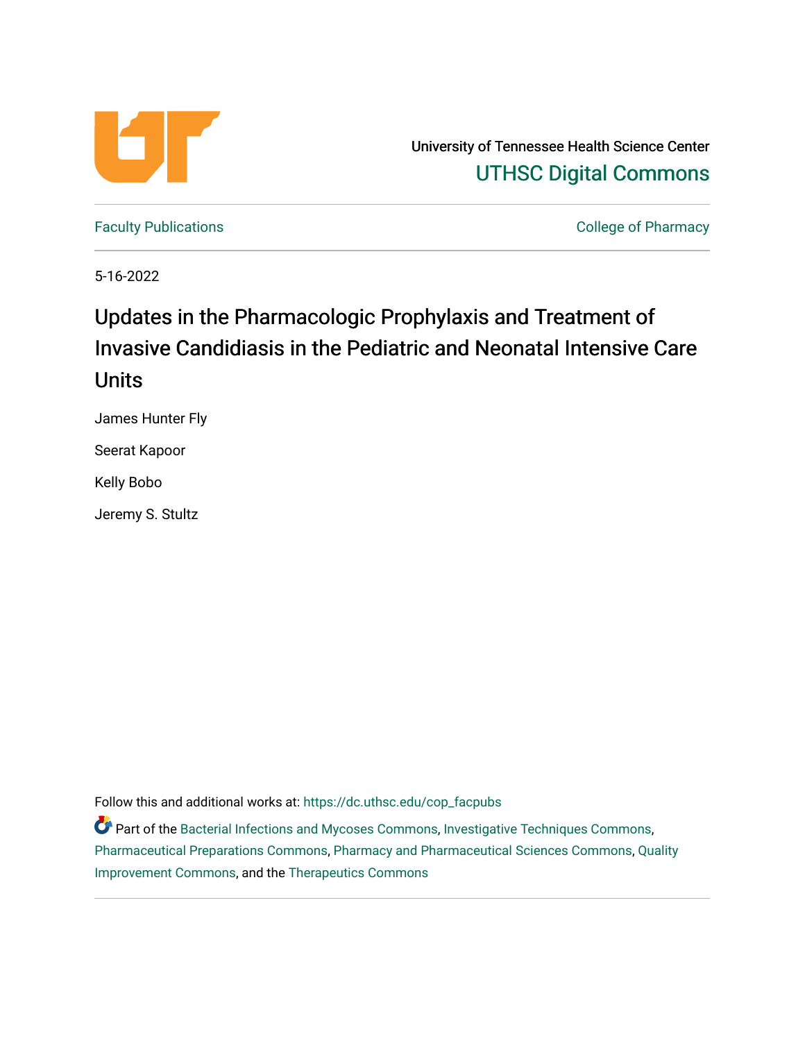University of Tennessee Health Science Center

UTHSC Digital Commons

Faculty Publications | College of Pharmacy

5-16-2022

# Updates in the Pharmacologic Prophylaxis and Treatment of Invasive Candidiasis in the Pediatric and Neonatal Intensive Care Units

James Hunter Fly

Seerat Kapoor

Kelly Bobo

Jeremy S. Stultz

Follow this and additional works at: https://dc.uthsc.edu/cop_facpubs

Part of the Bacterial Infections and Mycoses Commons, Investigative Techniques Commons, Pharmaceutical Preparations Commons, Pharmacy and Pharmaceutical Sciences Commons, Quality Improvement Commons, and the Therapeutics Commons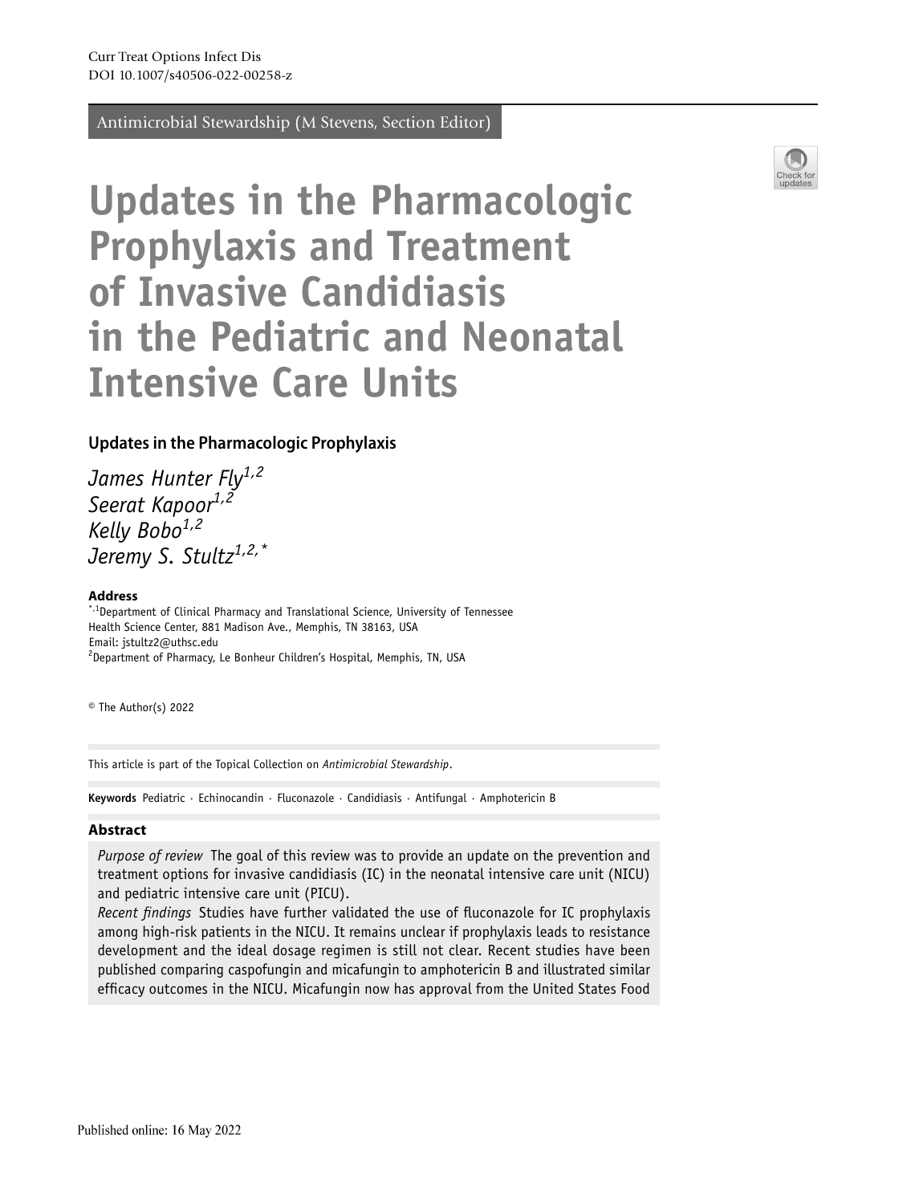Antimicrobial Stewardship (M Stevens, Section Editor)

# Updates in the Pharmacologic Prophylaxis and Treatment of Invasive Candidiasis in the Pediatric and Neonatal Intensive Care Units

### Updates in the Pharmacologic Prophylaxis

*James Hunter Fly*[1,2]
*Seerat Kapoor*[1,2]
*Kelly Bobo*[1,2]
*Jeremy S. Stultz*[1,2,*]

**Address**
[*,1]Department of Clinical Pharmacy and Translational Science, University of Tennessee Health Science Center, 881 Madison Ave., Memphis, TN 38163, USA
Email: jstultz2@uthsc.edu
[2]Department of Pharmacy, Le Bonheur Children's Hospital, Memphis, TN, USA

© The Author(s) 2022

This article is part of the Topical Collection on *Antimicrobial Stewardship*.

**Keywords** Pediatric · Echinocandin · Fluconazole · Candidiasis · Antifungal · Amphotericin B

### Abstract

*Purpose of review* The goal of this review was to provide an update on the prevention and treatment options for invasive candidiasis (IC) in the neonatal intensive care unit (NICU) and pediatric intensive care unit (PICU).

*Recent findings* Studies have further validated the use of fluconazole for IC prophylaxis among high-risk patients in the NICU. It remains unclear if prophylaxis leads to resistance development and the ideal dosage regimen is still not clear. Recent studies have been published comparing caspofungin and micafungin to amphotericin B and illustrated similar efficacy outcomes in the NICU. Micafungin now has approval from the United States Food

Published online: 16 May 2022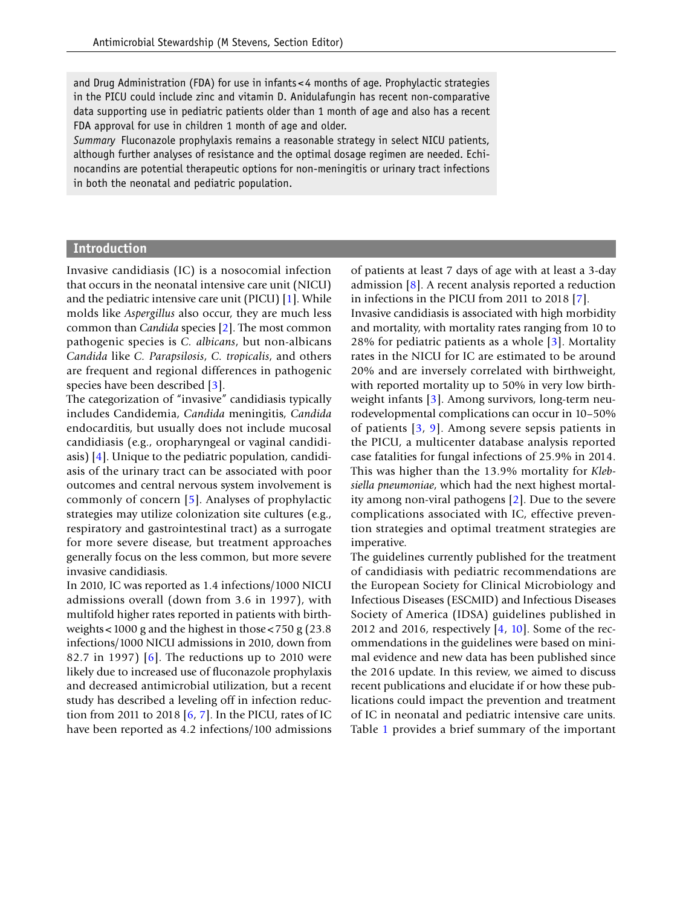and Drug Administration (FDA) for use in infants < 4 months of age. Prophylactic strategies in the PICU could include zinc and vitamin D. Anidulafungin has recent non-comparative data supporting use in pediatric patients older than 1 month of age and also has a recent FDA approval for use in children 1 month of age and older.

*Summary* Fluconazole prophylaxis remains a reasonable strategy in select NICU patients, although further analyses of resistance and the optimal dosage regimen are needed. Echinocandins are potential therapeutic options for non-meningitis or urinary tract infections in both the neonatal and pediatric population.

## Introduction

Invasive candidiasis (IC) is a nosocomial infection that occurs in the neonatal intensive care unit (NICU) and the pediatric intensive care unit (PICU) [1]. While molds like *Aspergillus* also occur, they are much less common than *Candida* species [2]. The most common pathogenic species is *C. albicans*, but non-albicans *Candida* like *C. Parapsilosis*, *C. tropicalis*, and others are frequent and regional differences in pathogenic species have been described [3].

The categorization of "invasive" candidiasis typically includes Candidemia, *Candida* meningitis, *Candida* endocarditis, but usually does not include mucosal candidiasis (e.g., oropharyngeal or vaginal candidiasis) [4]. Unique to the pediatric population, candidiasis of the urinary tract can be associated with poor outcomes and central nervous system involvement is commonly of concern [5]. Analyses of prophylactic strategies may utilize colonization site cultures (e.g., respiratory and gastrointestinal tract) as a surrogate for more severe disease, but treatment approaches generally focus on the less common, but more severe invasive candidiasis.

In 2010, IC was reported as 1.4 infections/1000 NICU admissions overall (down from 3.6 in 1997), with multifold higher rates reported in patients with birthweights < 1000 g and the highest in those < 750 g (23.8 infections/1000 NICU admissions in 2010, down from 82.7 in 1997) [6]. The reductions up to 2010 were likely due to increased use of fluconazole prophylaxis and decreased antimicrobial utilization, but a recent study has described a leveling off in infection reduction from 2011 to 2018 [6, 7]. In the PICU, rates of IC have been reported as 4.2 infections/100 admissions of patients at least 7 days of age with at least a 3-day admission [8]. A recent analysis reported a reduction in infections in the PICU from 2011 to 2018 [7].

Invasive candidiasis is associated with high morbidity and mortality, with mortality rates ranging from 10 to 28% for pediatric patients as a whole [3]. Mortality rates in the NICU for IC are estimated to be around 20% and are inversely correlated with birthweight, with reported mortality up to 50% in very low birthweight infants [3]. Among survivors, long-term neurodevelopmental complications can occur in 10–50% of patients [3, 9]. Among severe sepsis patients in the PICU, a multicenter database analysis reported case fatalities for fungal infections of 25.9% in 2014. This was higher than the 13.9% mortality for *Klebsiella pneumoniae*, which had the next highest mortality among non-viral pathogens [2]. Due to the severe complications associated with IC, effective prevention strategies and optimal treatment strategies are imperative.

The guidelines currently published for the treatment of candidiasis with pediatric recommendations are the European Society for Clinical Microbiology and Infectious Diseases (ESCMID) and Infectious Diseases Society of America (IDSA) guidelines published in 2012 and 2016, respectively [4, 10]. Some of the recommendations in the guidelines were based on minimal evidence and new data has been published since the 2016 update. In this review, we aimed to discuss recent publications and elucidate if or how these publications could impact the prevention and treatment of IC in neonatal and pediatric intensive care units. Table 1 provides a brief summary of the important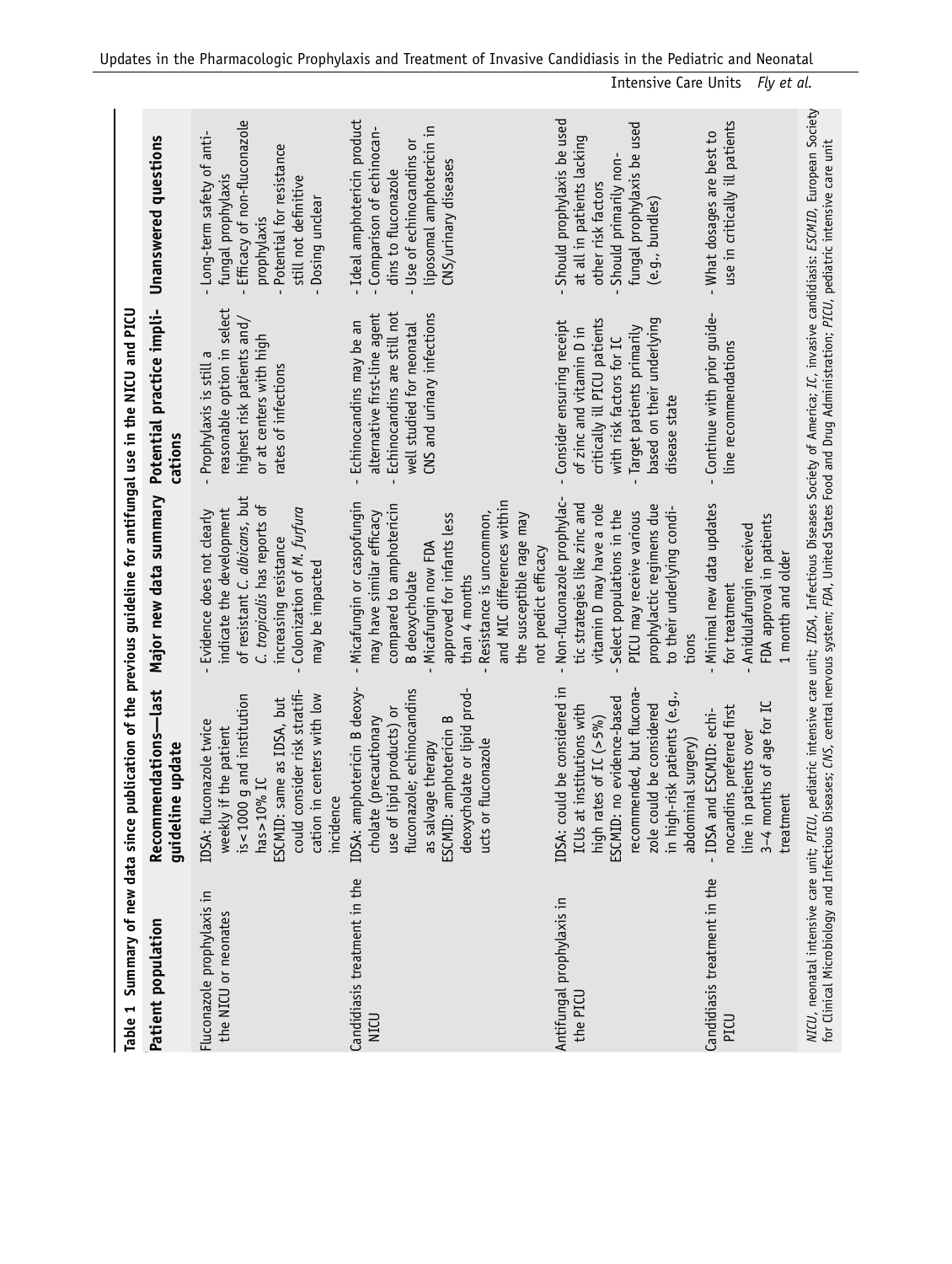Table 1 Summary of new data since publication of the previous guideline for antifungal use in the NICU and PICU

| Patient population | Recommendations—last guideline update | Major new data summary | Potential practice implications | Unanswered questions |
|---|---|---|---|---|
| Fluconazole prophylaxis in the NICU or neonates | IDSA: fluconazole twice weekly if the patient is < 1000 g and institution has > 10% IC<br>ESCMID: same as IDSA, but could consider risk stratification in centers with low incidence | - Evidence does not clearly indicate the development of resistant *C. albicans*, but *C. tropicalis* has reports of increasing resistance<br>- Colonization of *M. furfura* may be impacted | - Prophylaxis is still a reasonable option in select highest risk patients and/or at centers with high rates of infections | - Long-term safety of antifungal prophylaxis<br>- Efficacy of non-fluconazole prophylaxis<br>- Potential for resistance still not definitive<br>- Dosing unclear |
| Candidiasis treatment in the NICU | IDSA: amphotericin B deoxycholate (precautionary use of lipid products) or fluconazole; echinocandins as salvage therapy<br>ESCMID: amphotericin B deoxycholate or lipid products or fluconazole | - Micafungin or caspofungin may have similar efficacy compared to amphotericin B deoxycholate<br>- Micafungin now FDA approved for infants less than 4 months<br>- Resistance is uncommon, and MIC differences within the susceptible rage may not predict efficacy | - Echinocandins may be an alternative first-line agent<br>- Echinocandins are still not well studied for neonatal CNS and urinary infections | - Ideal amphotericin product<br>- Comparison of echinocandins to fluconazole<br>- Use of echinocandins or liposomal amphotericin in CNS/urinary diseases |
| Antifungal prophylaxis in the PICU | IDSA: could be considered in ICUs at institutions with high rates of IC (> 5%)<br>ESCMID: no evidence-based recommended, but fluconazole could be considered in high-risk patients (e.g., abdominal surgery) | - Non-fluconazole prophylactic strategies like zinc and vitamin D may have a role<br>- Select populations in the PICU may receive various prophylactic regimens due to their underlying conditions | - Consider ensuring receipt of zinc and vitamin D in critically ill PICU patients with risk factors for IC<br>- Target patients primarily based on their underlying disease state | - Should prophylaxis be used at all in patients lacking other risk factors<br>- Should primarily non-fungal prophylaxis be used (e.g., bundles) |
| Candidiasis treatment in the PICU | - IDSA and ESCMID: echinocandins preferred first line in patients over 3–4 months of age for IC treatment | - Minimal new data updates for treatment<br>- Anidulafungin received FDA approval in patients 1 month and older | - Continue with prior guideline recommendations | - What dosages are best to use in critically ill patients |

*NICU*, neonatal intensive care unit; *PICU*, pediatric intensive care unit; *IDSA*, Infectious Diseases Society of America; *IC*, invasive candidiasis; *ESCMID*, European Society for Clinical Microbiology and Infectious Diseases; *CNS*, central nervous system; *FDA*, United States Food and Drug Administration; *PICU*, pediatric intensive care unit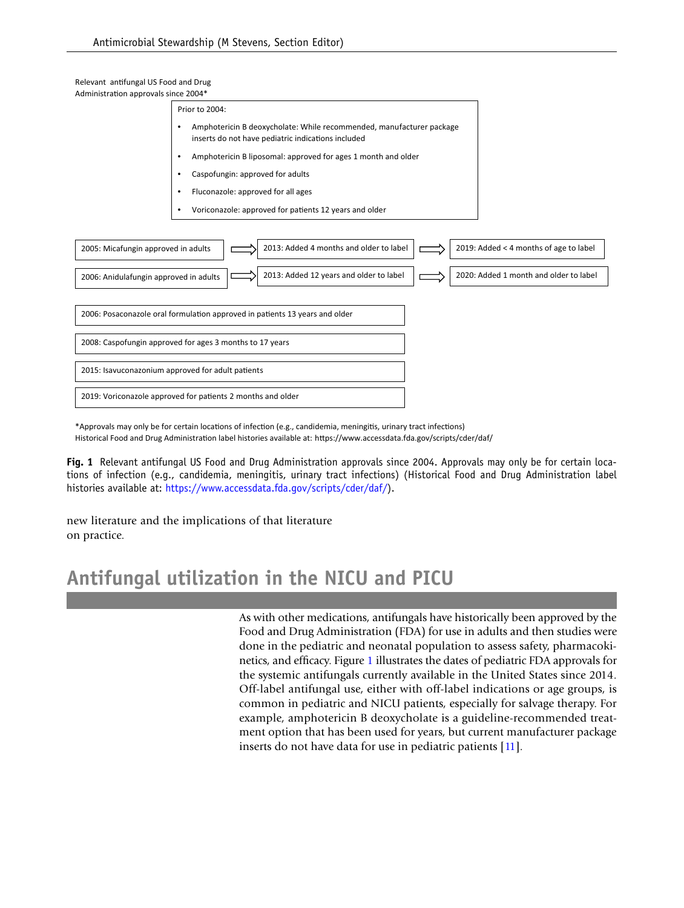Relevant antifungal US Food and Drug Administration approvals since 2004*

Prior to 2004:

- Amphotericin B deoxycholate: While recommended, manufacturer package inserts do not have pediatric indications included
- Amphotericin B liposomal: approved for ages 1 month and older
- Caspofungin: approved for adults
- Fluconazole: approved for all ages
- Voriconazole: approved for patients 12 years and older

2005: Micafungin approved in adults → 2013: Added 4 months and older to label → 2019: Added < 4 months of age to label

2006: Anidulafungin approved in adults → 2013: Added 12 years and older to label → 2020: Added 1 month and older to label

2006: Posaconazole oral formulation approved in patients 13 years and older

2008: Caspofungin approved for ages 3 months to 17 years

2015: Isavuconazonium approved for adult patients

2019: Voriconazole approved for patients 2 months and older

*Approvals may only be for certain locations of infection (e.g., candidemia, meningitis, urinary tract infections)
Historical Food and Drug Administration label histories available at: https://www.accessdata.fda.gov/scripts/cder/daf/

**Fig. 1** Relevant antifungal US Food and Drug Administration approvals since 2004. Approvals may only be for certain locations of infection (e.g., candidemia, meningitis, urinary tract infections) (Historical Food and Drug Administration label histories available at: https://www.accessdata.fda.gov/scripts/cder/daf/).

new literature and the implications of that literature on practice.

## Antifungal utilization in the NICU and PICU

As with other medications, antifungals have historically been approved by the Food and Drug Administration (FDA) for use in adults and then studies were done in the pediatric and neonatal population to assess safety, pharmacokinetics, and efficacy. Figure 1 illustrates the dates of pediatric FDA approvals for the systemic antifungals currently available in the United States since 2014. Off-label antifungal use, either with off-label indications or age groups, is common in pediatric and NICU patients, especially for salvage therapy. For example, amphotericin B deoxycholate is a guideline-recommended treatment option that has been used for years, but current manufacturer package inserts do not have data for use in pediatric patients [11].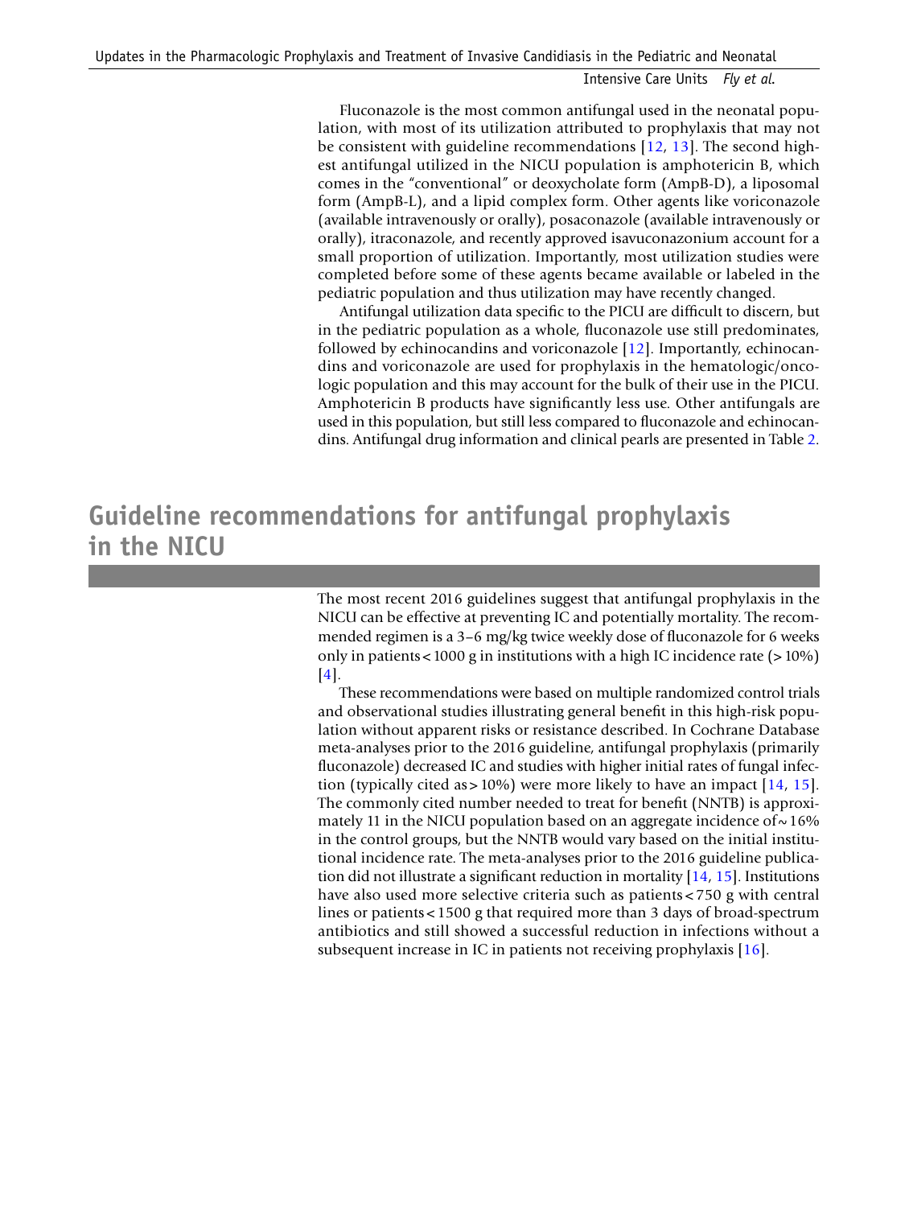Fluconazole is the most common antifungal used in the neonatal population, with most of its utilization attributed to prophylaxis that may not be consistent with guideline recommendations [12, 13]. The second highest antifungal utilized in the NICU population is amphotericin B, which comes in the "conventional" or deoxycholate form (AmpB-D), a liposomal form (AmpB-L), and a lipid complex form. Other agents like voriconazole (available intravenously or orally), posaconazole (available intravenously or orally), itraconazole, and recently approved isavuconazonium account for a small proportion of utilization. Importantly, most utilization studies were completed before some of these agents became available or labeled in the pediatric population and thus utilization may have recently changed.

Antifungal utilization data specific to the PICU are difficult to discern, but in the pediatric population as a whole, fluconazole use still predominates, followed by echinocandins and voriconazole [12]. Importantly, echinocandins and voriconazole are used for prophylaxis in the hematologic/oncologic population and this may account for the bulk of their use in the PICU. Amphotericin B products have significantly less use. Other antifungals are used in this population, but still less compared to fluconazole and echinocandins. Antifungal drug information and clinical pearls are presented in Table 2.

## Guideline recommendations for antifungal prophylaxis in the NICU

The most recent 2016 guidelines suggest that antifungal prophylaxis in the NICU can be effective at preventing IC and potentially mortality. The recommended regimen is a 3–6 mg/kg twice weekly dose of fluconazole for 6 weeks only in patients < 1000 g in institutions with a high IC incidence rate (> 10%) [4].

These recommendations were based on multiple randomized control trials and observational studies illustrating general benefit in this high-risk population without apparent risks or resistance described. In Cochrane Database meta-analyses prior to the 2016 guideline, antifungal prophylaxis (primarily fluconazole) decreased IC and studies with higher initial rates of fungal infection (typically cited as > 10%) were more likely to have an impact [14, 15]. The commonly cited number needed to treat for benefit (NNTB) is approximately 11 in the NICU population based on an aggregate incidence of ~ 16% in the control groups, but the NNTB would vary based on the initial institutional incidence rate. The meta-analyses prior to the 2016 guideline publication did not illustrate a significant reduction in mortality [14, 15]. Institutions have also used more selective criteria such as patients < 750 g with central lines or patients < 1500 g that required more than 3 days of broad-spectrum antibiotics and still showed a successful reduction in infections without a subsequent increase in IC in patients not receiving prophylaxis [16].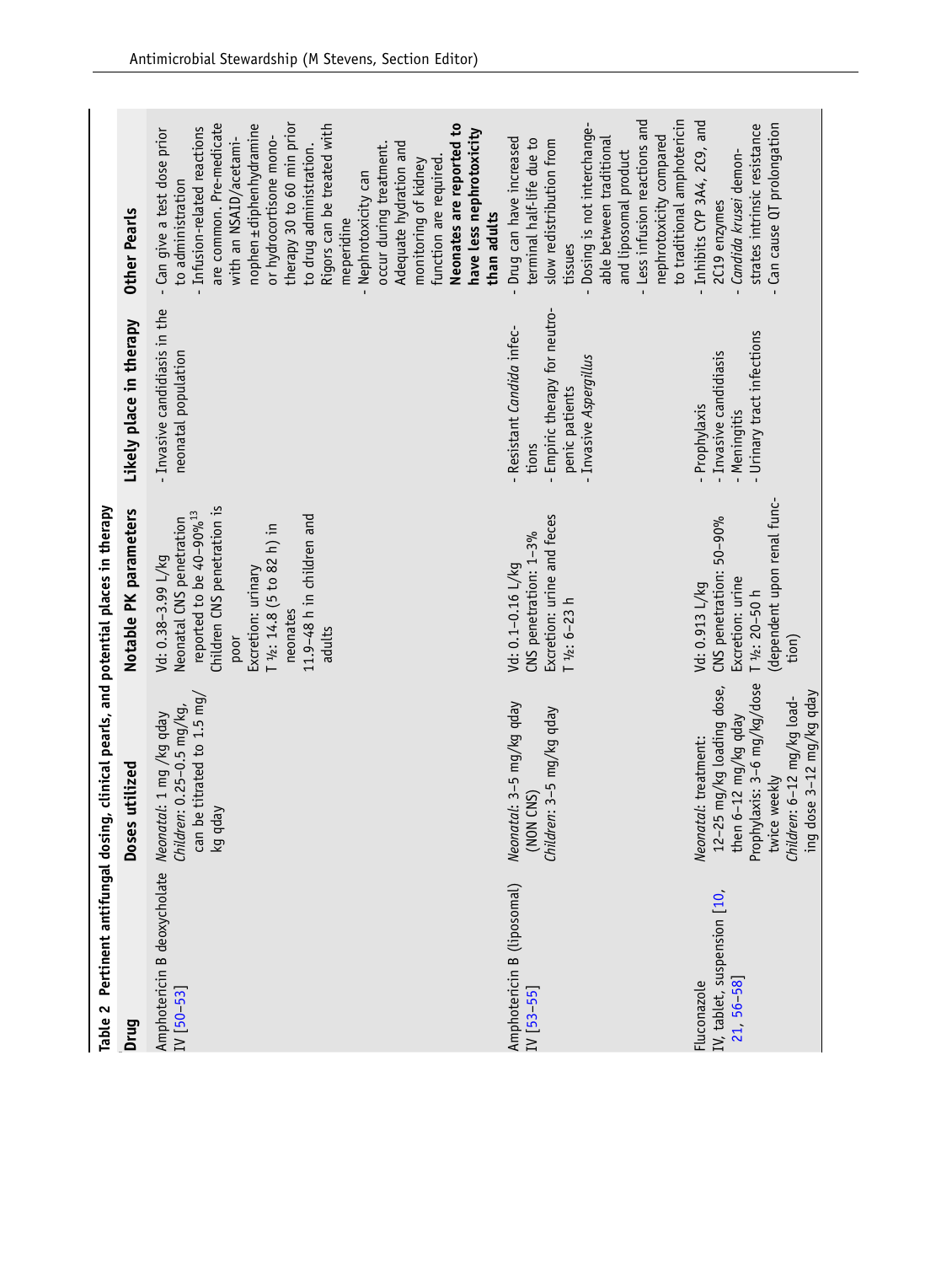**Table 2** Pertinent antifungal dosing, clinical pearls, and potential places in therapy

| Drug | Doses utilized | Notable PK parameters | Likely place in therapy | Other Pearls |
|---|---|---|---|---|
| Amphotericin B deoxycholate IV [50–53] | *Neonatal*: 1 mg /kg qday<br>*Children*: 0.25–0.5 mg/kg, can be titrated to 1.5 mg/kg qday | Vd: 0.38–3.99 L/kg<br>Neonatal CNS penetration reported to be 40–90%[13]<br>Children CNS penetration is poor<br>Excretion: urinary<br>T ½: 14.8 (5 to 82 h) in neonates<br>11.9–48 h in children and adults | - Invasive candidiasis in the neonatal population | - Can give a test dose prior to administration<br>- Infusion-related reactions are common. Pre-medicate with an NSAID/acetaminophen ± diphenhydramine or hydrocortisone monotherapy 30 to 60 min prior to drug administration. Rigors can be treated with meperidine<br>- Nephrotoxicity can occur during treatment. Adequate hydration and monitoring of kidney function are required. **Neonates are reported to have less nephrotoxicity than adults** |
| Amphotericin B (liposomal) IV [53–55] | *Neonatal*: 3–5 mg/kg qday (NON CNS)<br>*Children*: 3–5 mg/kg qday | Vd: 0.1–0.16 L/kg<br>CNS penetration: 1–3%<br>Excretion: urine and feces<br>T ½: 6–23 h | - Resistant *Candida* infections<br>- Empiric therapy for neutropenic patients<br>- Invasive *Aspergillus* | - Drug can have increased terminal half-life due to slow redistribution from tissues<br>- Dosing is not interchangeable between traditional and liposomal product<br>- Less infusion reactions and nephrotoxicity compared to traditional amphotericin |
| Fluconazole<br>IV, tablet, suspension [10, 21, 56–58] | *Neonatal*: treatment: 12–25 mg/kg loading dose, then 6–12 mg/kg qday<br>Prophylaxis: 3–6 mg/kg/dose twice weekly<br>*Children*: 6–12 mg/kg loading dose 3–12 mg/kg qday | Vd: 0.913 L/kg<br>CNS penetration: 50–90%<br>Excretion: urine<br>T ½: 20–50 h<br>(dependent upon renal function) | - Prophylaxis<br>- Invasive candidiasis<br>- Meningitis<br>- Urinary tract infections | - Inhibits CYP 3A4, 2C9, and 2C19 enzymes<br>- *Candida krusei* demonstrates intrinsic resistance<br>- Can cause QT prolongation |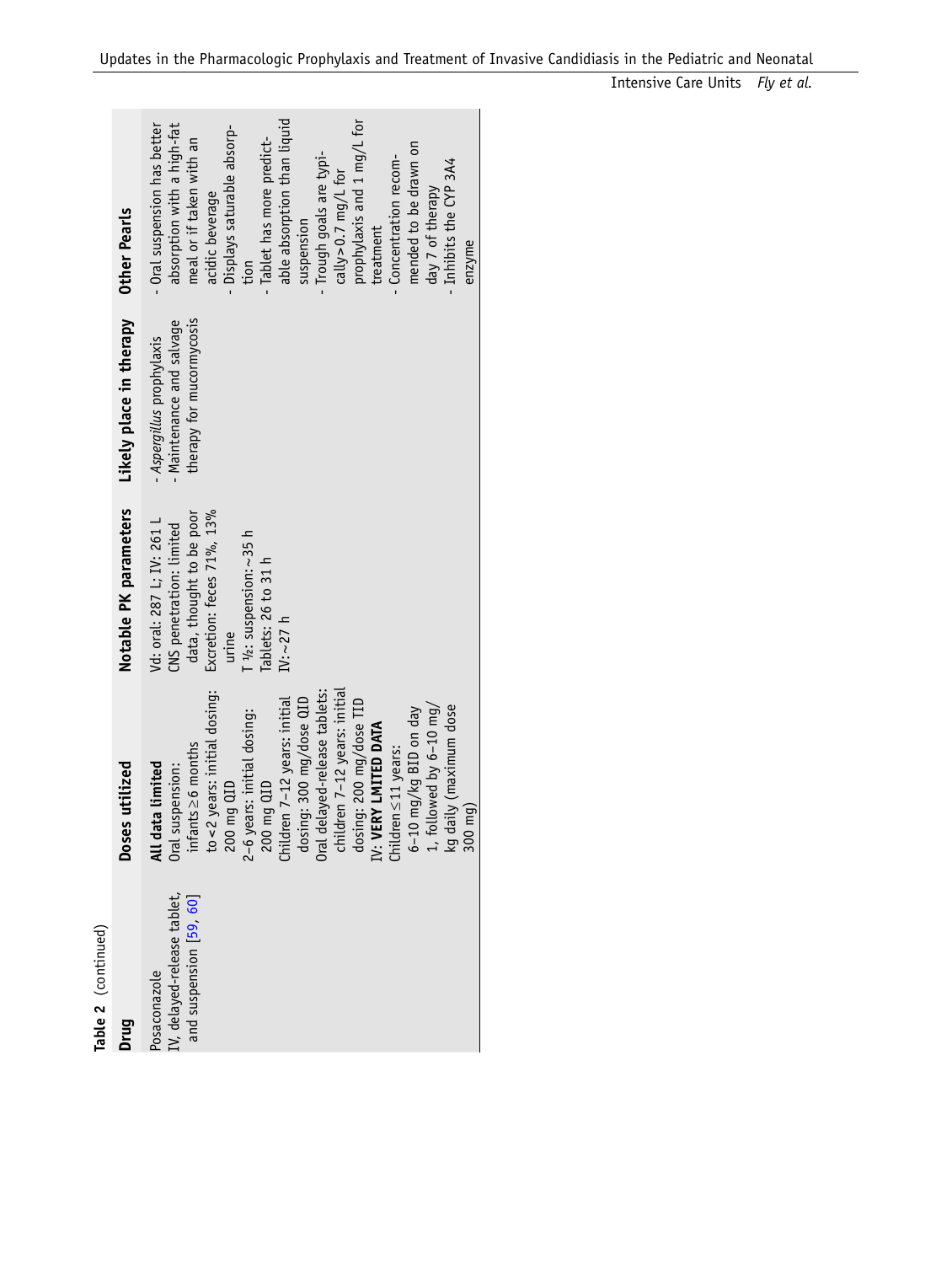**Table 2** (continued)

| Drug | Doses utilized | Notable PK parameters | Likely place in therapy | Other Pearls |
|---|---|---|---|---|
| Posaconazole<br>IV, delayed-release tablet, and suspension [59, 60] | **All data limited**<br>Oral suspension:<br>infants ≥ 6 months to < 2 years: initial dosing: 200 mg QID<br>2–6 years: initial dosing: 200 mg QID<br>Children 7–12 years: initial dosing: 300 mg/dose QID<br>Oral delayed-release tablets: children 7–12 years: initial dosing: 200 mg/dose TID<br>IV: **VERY LMITED DATA**<br>Children ≤ 11 years:<br>6–10 mg/kg BID on day 1, followed by 6–10 mg/kg daily (maximum dose 300 mg) | Vd: oral: 287 L; IV: 261 L<br>CNS penetration: limited data, thought to be poor<br>Excretion: feces 71%, 13% urine<br>T ½: suspension: ~35 h<br>Tablets: 26 to 31 h<br>IV: ~27 h | - *Aspergillus* prophylaxis<br>- Maintenance and salvage therapy for mucormycosis | - Oral suspension has better absorption with a high-fat meal or if taken with an acidic beverage<br>- Displays saturable absorption<br>- Tablet has more predictable absorption than liquid suspension<br>- Trough goals are typically > 0.7 mg/L for prophylaxis and 1 mg/L for treatment<br>- Concentration recommended to be drawn on day 7 of therapy<br>- Inhibits the CYP 3A4 enzyme |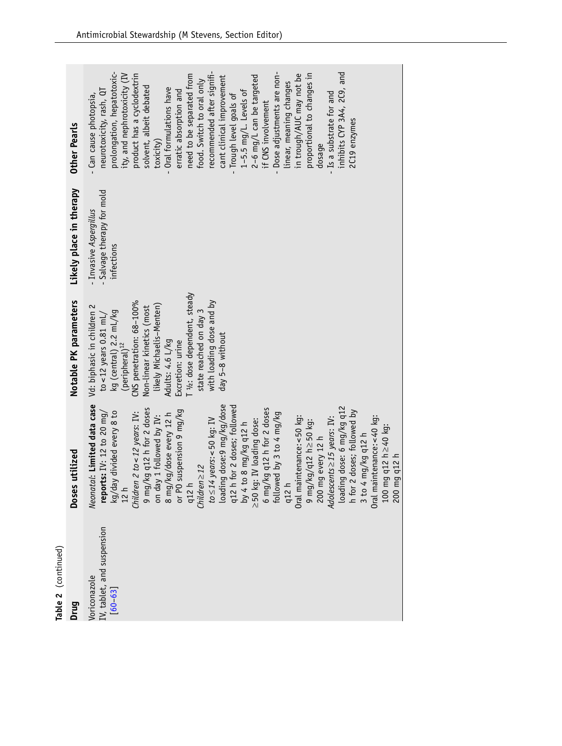**Table 2** (continued)

| Drug | Doses utilized | Notable PK parameters | Likely place in therapy | Other Pearls |
|---|---|---|---|---|
| Voriconazole IV, tablet, and suspension [60–63] | *Neonatal*: **Limited data case reports:** IV: 12 to 20 mg/kg/day divided every 8 to 12 h<br>*Children 2 to < 12 years*: IV: 9 mg/kg q12 h for 2 doses on day 1 followed by IV: 8 mg/kg/dose every 12 h or PO suspension 9 mg/kg q12 h<br>*Children ≥ 12 to ≤ 14 years*: < 50 kg: IV loading dose:9 mg/kg/dose q12 h for 2 doses; followed by 4 to 8 mg/kg q12 h<br>≥ 50 kg: IV loading dose: 6 mg/kg q12 h for 2 doses followed by 3 to 4 mg/kg q12 h<br>Oral maintenance: < 50 kg: 9 mg/kg/q12 h ≥ 50 kg: 200 mg every 12 h<br>*Adolescents ≥ 15 years*: IV: loading dose: 6 mg/kg q12 h for 2 doses; followed by 3 to 4 mg/kg q12 h<br>Oral maintenance: < 40 kg: 100 mg q12 h ≥ 40 kg: 200 mg q12 h | Vd: biphasic in children 2 to < 12 years 0.81 mL/kg (central) 2.2 mL/kg (peripheral)[12]<br>CNS penetration: 68–100%<br>Non-linear kinetics (most likely Michaelis-Menten)<br>Adults: 4.6 L/kg<br>Excretion: urine<br>T ½: dose dependent, steady state reached on day 3 with loading dose and by day 5–8 without | - Invasive *Aspergillus*<br>- Salvage therapy for mold infections | - Can cause photopsia, neurotoxicity, rash, QT prolongation, hepatotoxicity, and nephrotoxicity (IV product has a cyclodextrin solvent, albeit debated toxicity)<br>- Oral formulations have erratic absorption and need to be separated from food. Switch to oral only recommended after significant clinical improvement<br>- Trough level goals of 1–5.5 mg/L. Levels of 2–6 mg/L can be targeted if CNS involvement<br>- Dose adjustments are non-linear, meaning changes in trough/AUC may not be proportional to changes in dosage<br>- Is a substrate for and inhibits CYP 3A4, 2C9, and 2C19 enzymes |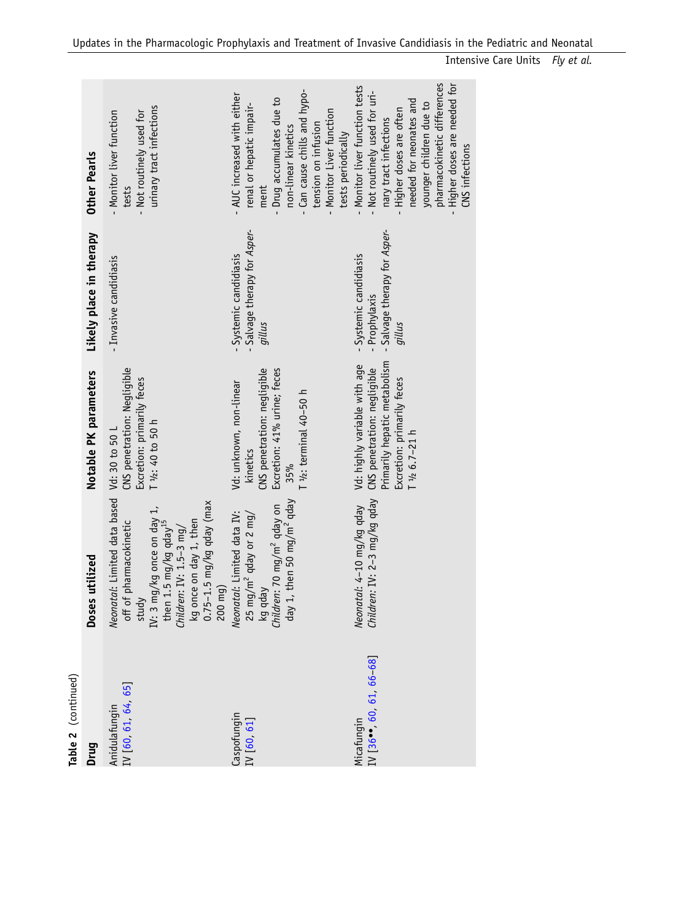**Table 2** (continued)

| Drug | Doses utilized | Notable PK parameters | Likely place in therapy | Other Pearls |
|---|---|---|---|---|
| Anidulafungin IV [60, 61, 64, 65] | *Neonatal*: Limited data based off of pharmacokinetic study IV: 3 mg/kg once on day 1, then 1.5 mg/kg qday[15] *Children*: IV: 1.5–3 mg/kg once on day 1, then 0.75–1.5 mg/kg qday (max 200 mg) | Vd: 30 to 50 L CNS penetration: Negligible Excretion: primarily feces T ½: 40 to 50 h | - Invasive candidiasis | - Monitor liver function tests - Not routinely used for urinary tract infections |
| Caspofungin IV [60, 61] | *Neonatal*: Limited data IV: 25 $mg/m^2$ qday or 2 mg/kg qday *Children*: 70 $mg/m^2$ qday on day 1, then 50 $mg/m^2$ qday | Vd: unknown, non-linear kinetics CNS penetration: negligible Excretion: 41% urine; feces 35% T ½: terminal 40–50 h | - Systemic candidiasis - Salvage therapy for *Aspergillus* | - AUC increased with either renal or hepatic impairment - Drug accumulates due to non-linear kinetics - Can cause chills and hypotension on infusion - Monitor Liver function tests periodically |
| Micafungin IV [36••, 60, 61, 66–68] | *Neonatal*: 4–10 mg/kg qday *Children*: IV: 2–3 mg/kg qday | Vd: highly variable with age CNS penetration: negligible Primarily hepatic metabolism Excretion: primarily feces T ½ 6.7–21 h | - Systemic candidiasis - Prophylaxis - Salvage therapy for *Aspergillus* | - Monitor liver function tests - Not routinely used for urinary tract infections - Higher doses are often needed for neonates and younger children due to pharmacokinetic differences - Higher doses are needed for CNS infections |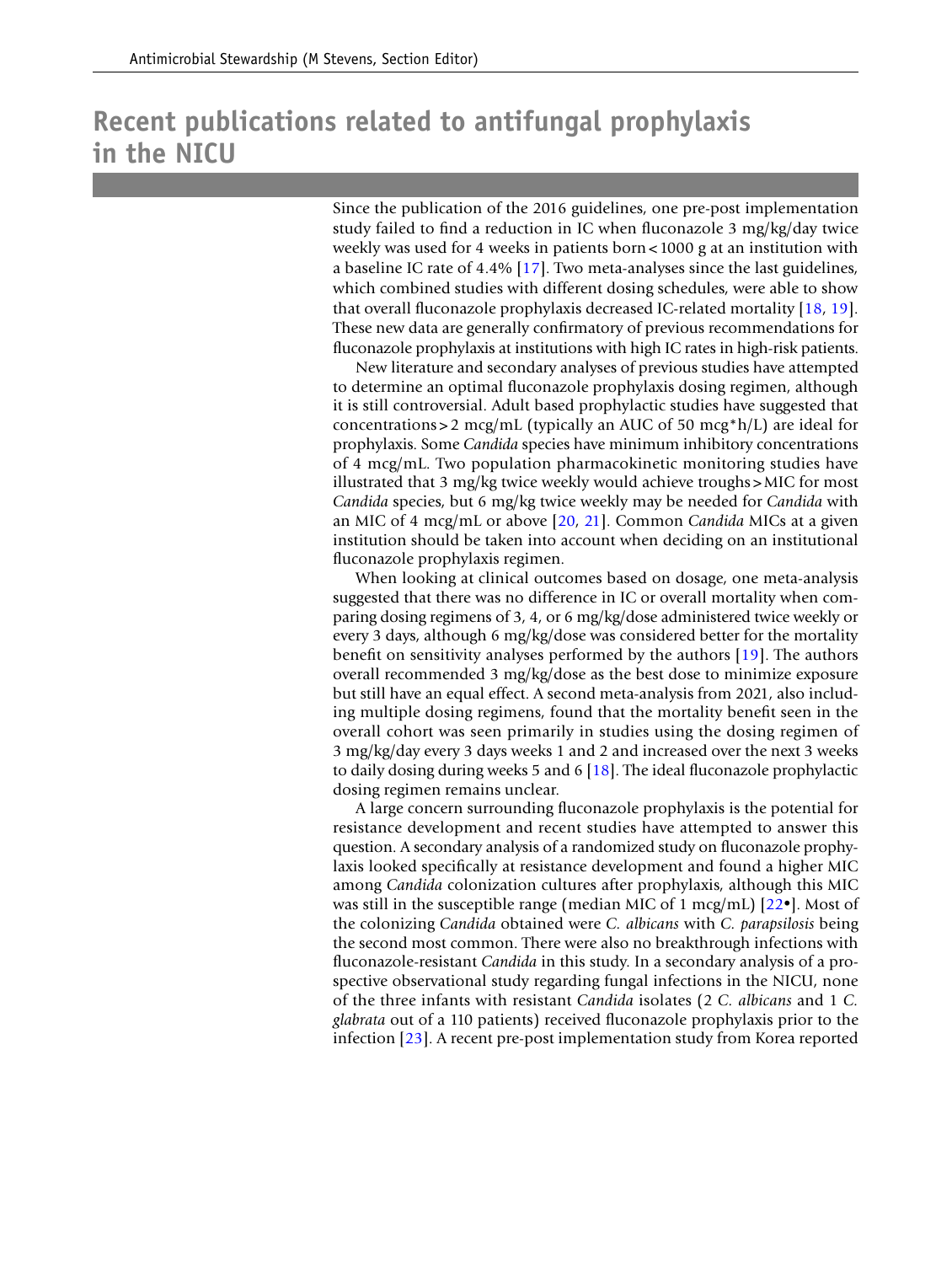# Recent publications related to antifungal prophylaxis in the NICU

Since the publication of the 2016 guidelines, one pre-post implementation study failed to find a reduction in IC when fluconazole 3 mg/kg/day twice weekly was used for 4 weeks in patients born < 1000 g at an institution with a baseline IC rate of 4.4% [17]. Two meta-analyses since the last guidelines, which combined studies with different dosing schedules, were able to show that overall fluconazole prophylaxis decreased IC-related mortality [18, 19]. These new data are generally confirmatory of previous recommendations for fluconazole prophylaxis at institutions with high IC rates in high-risk patients.

New literature and secondary analyses of previous studies have attempted to determine an optimal fluconazole prophylaxis dosing regimen, although it is still controversial. Adult based prophylactic studies have suggested that concentrations > 2 mcg/mL (typically an AUC of 50 mcg*h/L) are ideal for prophylaxis. Some *Candida* species have minimum inhibitory concentrations of 4 mcg/mL. Two population pharmacokinetic monitoring studies have illustrated that 3 mg/kg twice weekly would achieve troughs > MIC for most *Candida* species, but 6 mg/kg twice weekly may be needed for *Candida* with an MIC of 4 mcg/mL or above [20, 21]. Common *Candida* MICs at a given institution should be taken into account when deciding on an institutional fluconazole prophylaxis regimen.

When looking at clinical outcomes based on dosage, one meta-analysis suggested that there was no difference in IC or overall mortality when comparing dosing regimens of 3, 4, or 6 mg/kg/dose administered twice weekly or every 3 days, although 6 mg/kg/dose was considered better for the mortality benefit on sensitivity analyses performed by the authors [19]. The authors overall recommended 3 mg/kg/dose as the best dose to minimize exposure but still have an equal effect. A second meta-analysis from 2021, also including multiple dosing regimens, found that the mortality benefit seen in the overall cohort was seen primarily in studies using the dosing regimen of 3 mg/kg/day every 3 days weeks 1 and 2 and increased over the next 3 weeks to daily dosing during weeks 5 and 6 [18]. The ideal fluconazole prophylactic dosing regimen remains unclear.

A large concern surrounding fluconazole prophylaxis is the potential for resistance development and recent studies have attempted to answer this question. A secondary analysis of a randomized study on fluconazole prophylaxis looked specifically at resistance development and found a higher MIC among *Candida* colonization cultures after prophylaxis, although this MIC was still in the susceptible range (median MIC of 1 mcg/mL) [22•]. Most of the colonizing *Candida* obtained were *C. albicans* with *C. parapsilosis* being the second most common. There were also no breakthrough infections with fluconazole-resistant *Candida* in this study. In a secondary analysis of a prospective observational study regarding fungal infections in the NICU, none of the three infants with resistant *Candida* isolates (2 *C. albicans* and 1 *C. glabrata* out of a 110 patients) received fluconazole prophylaxis prior to the infection [23]. A recent pre-post implementation study from Korea reported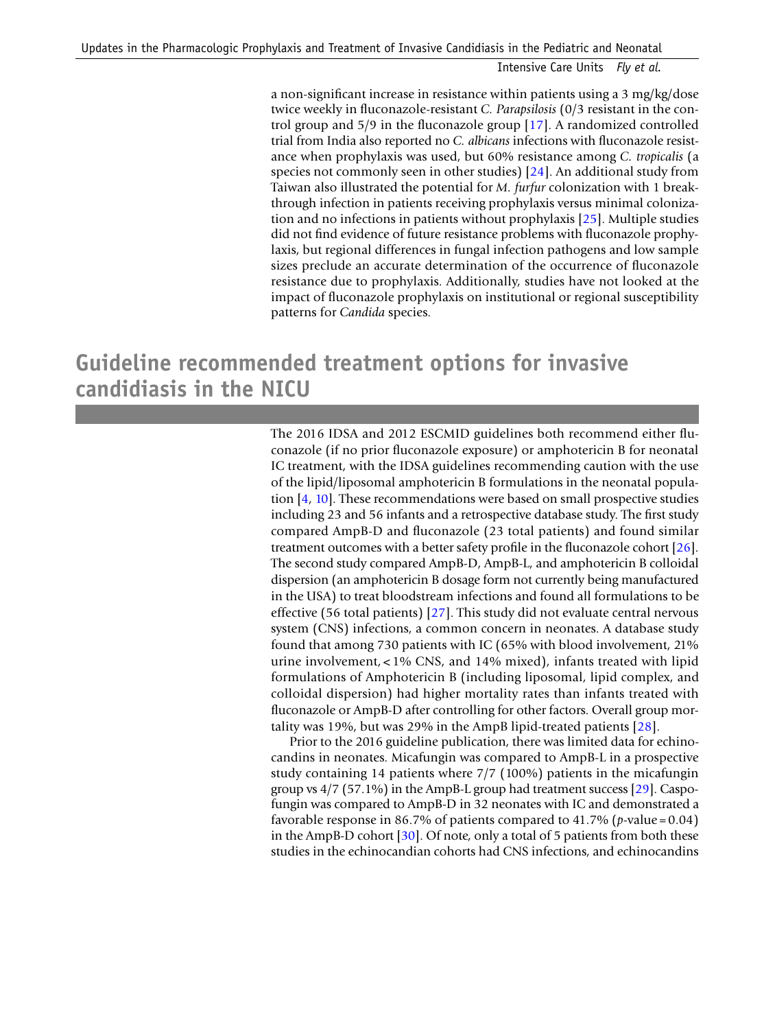a non-significant increase in resistance within patients using a 3 mg/kg/dose twice weekly in fluconazole-resistant *C. Parapsilosis* (0/3 resistant in the control group and 5/9 in the fluconazole group [17]. A randomized controlled trial from India also reported no *C. albicans* infections with fluconazole resistance when prophylaxis was used, but 60% resistance among *C. tropicalis* (a species not commonly seen in other studies) [24]. An additional study from Taiwan also illustrated the potential for *M. furfur* colonization with 1 breakthrough infection in patients receiving prophylaxis versus minimal colonization and no infections in patients without prophylaxis [25]. Multiple studies did not find evidence of future resistance problems with fluconazole prophylaxis, but regional differences in fungal infection pathogens and low sample sizes preclude an accurate determination of the occurrence of fluconazole resistance due to prophylaxis. Additionally, studies have not looked at the impact of fluconazole prophylaxis on institutional or regional susceptibility patterns for *Candida* species.

## Guideline recommended treatment options for invasive candidiasis in the NICU

The 2016 IDSA and 2012 ESCMID guidelines both recommend either fluconazole (if no prior fluconazole exposure) or amphotericin B for neonatal IC treatment, with the IDSA guidelines recommending caution with the use of the lipid/liposomal amphotericin B formulations in the neonatal population [4, 10]. These recommendations were based on small prospective studies including 23 and 56 infants and a retrospective database study. The first study compared AmpB-D and fluconazole (23 total patients) and found similar treatment outcomes with a better safety profile in the fluconazole cohort [26]. The second study compared AmpB-D, AmpB-L, and amphotericin B colloidal dispersion (an amphotericin B dosage form not currently being manufactured in the USA) to treat bloodstream infections and found all formulations to be effective (56 total patients) [27]. This study did not evaluate central nervous system (CNS) infections, a common concern in neonates. A database study found that among 730 patients with IC (65% with blood involvement, 21% urine involvement, < 1% CNS, and 14% mixed), infants treated with lipid formulations of Amphotericin B (including liposomal, lipid complex, and colloidal dispersion) had higher mortality rates than infants treated with fluconazole or AmpB-D after controlling for other factors. Overall group mortality was 19%, but was 29% in the AmpB lipid-treated patients [28].

Prior to the 2016 guideline publication, there was limited data for echinocandins in neonates. Micafungin was compared to AmpB-L in a prospective study containing 14 patients where 7/7 (100%) patients in the micafungin group vs 4/7 (57.1%) in the AmpB-L group had treatment success [29]. Caspofungin was compared to AmpB-D in 32 neonates with IC and demonstrated a favorable response in 86.7% of patients compared to 41.7% ($p$-value = 0.04) in the AmpB-D cohort [30]. Of note, only a total of 5 patients from both these studies in the echinocandian cohorts had CNS infections, and echinocandins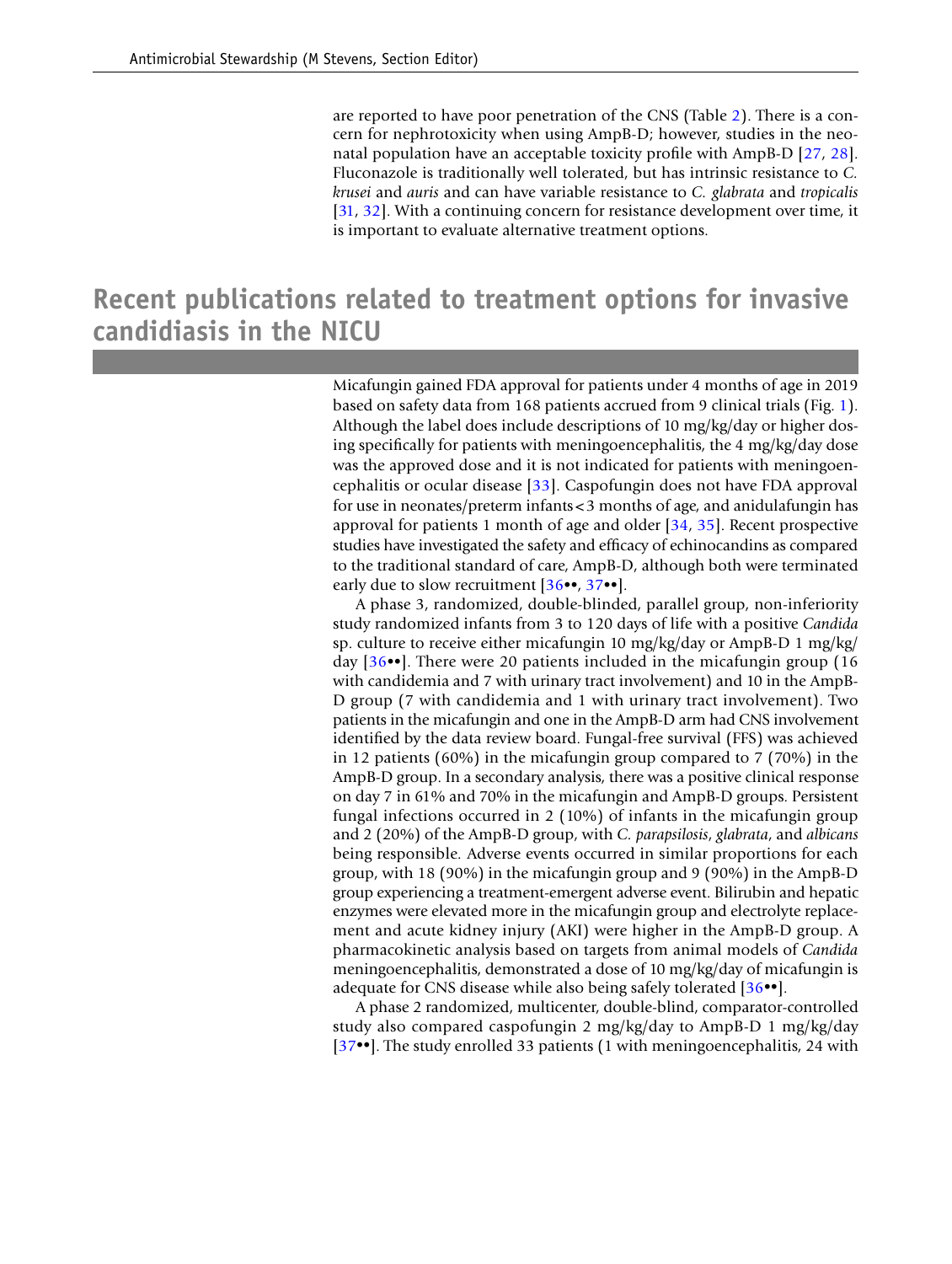are reported to have poor penetration of the CNS (Table 2). There is a concern for nephrotoxicity when using AmpB-D; however, studies in the neonatal population have an acceptable toxicity profile with AmpB-D [27, 28]. Fluconazole is traditionally well tolerated, but has intrinsic resistance to *C. krusei* and *auris* and can have variable resistance to *C. glabrata* and *tropicalis* [31, 32]. With a continuing concern for resistance development over time, it is important to evaluate alternative treatment options.

## Recent publications related to treatment options for invasive candidiasis in the NICU

Micafungin gained FDA approval for patients under 4 months of age in 2019 based on safety data from 168 patients accrued from 9 clinical trials (Fig. 1). Although the label does include descriptions of 10 mg/kg/day or higher dosing specifically for patients with meningoencephalitis, the 4 mg/kg/day dose was the approved dose and it is not indicated for patients with meningoencephalitis or ocular disease [33]. Caspofungin does not have FDA approval for use in neonates/preterm infants < 3 months of age, and anidulafungin has approval for patients 1 month of age and older [34, 35]. Recent prospective studies have investigated the safety and efficacy of echinocandins as compared to the traditional standard of care, AmpB-D, although both were terminated early due to slow recruitment [36••, 37••].

A phase 3, randomized, double-blinded, parallel group, non-inferiority study randomized infants from 3 to 120 days of life with a positive *Candida* sp. culture to receive either micafungin 10 mg/kg/day or AmpB-D 1 mg/kg/day [36••]. There were 20 patients included in the micafungin group (16 with candidemia and 7 with urinary tract involvement) and 10 in the AmpB-D group (7 with candidemia and 1 with urinary tract involvement). Two patients in the micafungin and one in the AmpB-D arm had CNS involvement identified by the data review board. Fungal-free survival (FFS) was achieved in 12 patients (60%) in the micafungin group compared to 7 (70%) in the AmpB-D group. In a secondary analysis, there was a positive clinical response on day 7 in 61% and 70% in the micafungin and AmpB-D groups. Persistent fungal infections occurred in 2 (10%) of infants in the micafungin group and 2 (20%) of the AmpB-D group, with *C. parapsilosis*, *glabrata*, and *albicans* being responsible. Adverse events occurred in similar proportions for each group, with 18 (90%) in the micafungin group and 9 (90%) in the AmpB-D group experiencing a treatment-emergent adverse event. Bilirubin and hepatic enzymes were elevated more in the micafungin group and electrolyte replacement and acute kidney injury (AKI) were higher in the AmpB-D group. A pharmacokinetic analysis based on targets from animal models of *Candida* meningoencephalitis, demonstrated a dose of 10 mg/kg/day of micafungin is adequate for CNS disease while also being safely tolerated [36••].

A phase 2 randomized, multicenter, double-blind, comparator-controlled study also compared caspofungin 2 mg/kg/day to AmpB-D 1 mg/kg/day [37••]. The study enrolled 33 patients (1 with meningoencephalitis, 24 with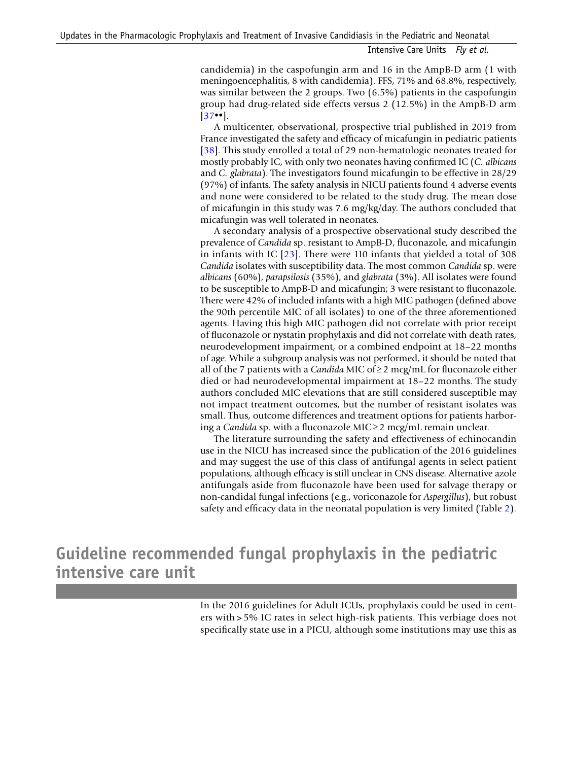candidemia) in the caspofungin arm and 16 in the AmpB-D arm (1 with meningoencephalitis, 8 with candidemia). FFS, 71% and 68.8%, respectively, was similar between the 2 groups. Two (6.5%) patients in the caspofungin group had drug-related side effects versus 2 (12.5%) in the AmpB-D arm [37••].

A multicenter, observational, prospective trial published in 2019 from France investigated the safety and efficacy of micafungin in pediatric patients [38]. This study enrolled a total of 29 non-hematologic neonates treated for mostly probably IC, with only two neonates having confirmed IC (*C. albicans* and *C. glabrata*). The investigators found micafungin to be effective in 28/29 (97%) of infants. The safety analysis in NICU patients found 4 adverse events and none were considered to be related to the study drug. The mean dose of micafungin in this study was 7.6 mg/kg/day. The authors concluded that micafungin was well tolerated in neonates.

A secondary analysis of a prospective observational study described the prevalence of *Candida* sp. resistant to AmpB-D, fluconazole, and micafungin in infants with IC [23]. There were 110 infants that yielded a total of 308 *Candida* isolates with susceptibility data. The most common *Candida* sp. were *albicans* (60%), *parapsilosis* (35%), and *glabrata* (3%). All isolates were found to be susceptible to AmpB-D and micafungin; 3 were resistant to fluconazole. There were 42% of included infants with a high MIC pathogen (defined above the 90th percentile MIC of all isolates) to one of the three aforementioned agents. Having this high MIC pathogen did not correlate with prior receipt of fluconazole or nystatin prophylaxis and did not correlate with death rates, neurodevelopment impairment, or a combined endpoint at 18–22 months of age. While a subgroup analysis was not performed, it should be noted that all of the 7 patients with a *Candida* MIC of $\geq 2$ mcg/mL for fluconazole either died or had neurodevelopmental impairment at 18–22 months. The study authors concluded MIC elevations that are still considered susceptible may not impact treatment outcomes, but the number of resistant isolates was small. Thus, outcome differences and treatment options for patients harboring a *Candida* sp. with a fluconazole MIC $\geq 2$ mcg/mL remain unclear.

The literature surrounding the safety and effectiveness of echinocandin use in the NICU has increased since the publication of the 2016 guidelines and may suggest the use of this class of antifungal agents in select patient populations, although efficacy is still unclear in CNS disease. Alternative azole antifungals aside from fluconazole have been used for salvage therapy or non-candidal fungal infections (e.g., voriconazole for *Aspergillus*), but robust safety and efficacy data in the neonatal population is very limited (Table 2).

## Guideline recommended fungal prophylaxis in the pediatric intensive care unit

In the 2016 guidelines for Adult ICUs, prophylaxis could be used in centers with > 5% IC rates in select high-risk patients. This verbiage does not specifically state use in a PICU, although some institutions may use this as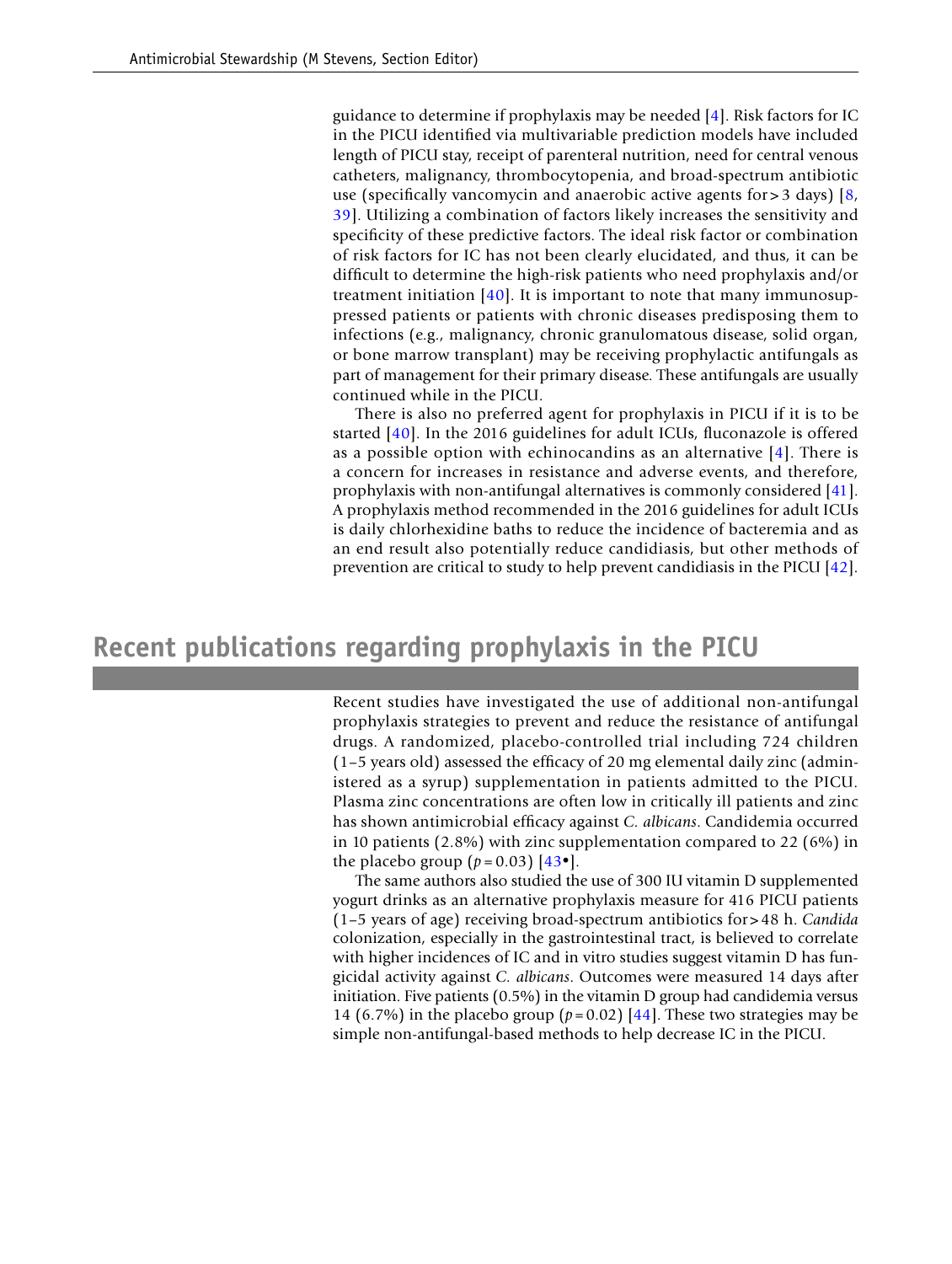guidance to determine if prophylaxis may be needed [4]. Risk factors for IC in the PICU identified via multivariable prediction models have included length of PICU stay, receipt of parenteral nutrition, need for central venous catheters, malignancy, thrombocytopenia, and broad-spectrum antibiotic use (specifically vancomycin and anaerobic active agents for > 3 days) [8, 39]. Utilizing a combination of factors likely increases the sensitivity and specificity of these predictive factors. The ideal risk factor or combination of risk factors for IC has not been clearly elucidated, and thus, it can be difficult to determine the high-risk patients who need prophylaxis and/or treatment initiation [40]. It is important to note that many immunosuppressed patients or patients with chronic diseases predisposing them to infections (e.g., malignancy, chronic granulomatous disease, solid organ, or bone marrow transplant) may be receiving prophylactic antifungals as part of management for their primary disease. These antifungals are usually continued while in the PICU.

There is also no preferred agent for prophylaxis in PICU if it is to be started [40]. In the 2016 guidelines for adult ICUs, fluconazole is offered as a possible option with echinocandins as an alternative [4]. There is a concern for increases in resistance and adverse events, and therefore, prophylaxis with non-antifungal alternatives is commonly considered [41]. A prophylaxis method recommended in the 2016 guidelines for adult ICUs is daily chlorhexidine baths to reduce the incidence of bacteremia and as an end result also potentially reduce candidiasis, but other methods of prevention are critical to study to help prevent candidiasis in the PICU [42].

## Recent publications regarding prophylaxis in the PICU

Recent studies have investigated the use of additional non-antifungal prophylaxis strategies to prevent and reduce the resistance of antifungal drugs. A randomized, placebo-controlled trial including 724 children (1–5 years old) assessed the efficacy of 20 mg elemental daily zinc (administered as a syrup) supplementation in patients admitted to the PICU. Plasma zinc concentrations are often low in critically ill patients and zinc has shown antimicrobial efficacy against *C. albicans*. Candidemia occurred in 10 patients (2.8%) with zinc supplementation compared to 22 (6%) in the placebo group ($p = 0.03$) [43•].

The same authors also studied the use of 300 IU vitamin D supplemented yogurt drinks as an alternative prophylaxis measure for 416 PICU patients (1–5 years of age) receiving broad-spectrum antibiotics for > 48 h. *Candida* colonization, especially in the gastrointestinal tract, is believed to correlate with higher incidences of IC and in vitro studies suggest vitamin D has fungicidal activity against *C. albicans*. Outcomes were measured 14 days after initiation. Five patients (0.5%) in the vitamin D group had candidemia versus 14 (6.7%) in the placebo group ($p = 0.02$) [44]. These two strategies may be simple non-antifungal-based methods to help decrease IC in the PICU.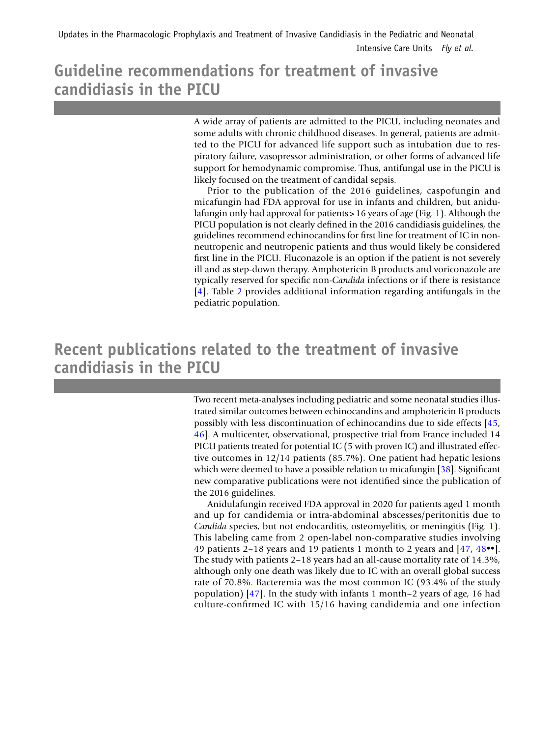## Guideline recommendations for treatment of invasive candidiasis in the PICU

A wide array of patients are admitted to the PICU, including neonates and some adults with chronic childhood diseases. In general, patients are admitted to the PICU for advanced life support such as intubation due to respiratory failure, vasopressor administration, or other forms of advanced life support for hemodynamic compromise. Thus, antifungal use in the PICU is likely focused on the treatment of candidal sepsis.

Prior to the publication of the 2016 guidelines, caspofungin and micafungin had FDA approval for use in infants and children, but anidulafungin only had approval for patients > 16 years of age (Fig. 1). Although the PICU population is not clearly defined in the 2016 candidiasis guidelines, the guidelines recommend echinocandins for first line for treatment of IC in non-neutropenic and neutropenic patients and thus would likely be considered first line in the PICU. Fluconazole is an option if the patient is not severely ill and as step-down therapy. Amphotericin B products and voriconazole are typically reserved for specific non-*Candida* infections or if there is resistance [4]. Table 2 provides additional information regarding antifungals in the pediatric population.

## Recent publications related to the treatment of invasive candidiasis in the PICU

Two recent meta-analyses including pediatric and some neonatal studies illustrated similar outcomes between echinocandins and amphotericin B products possibly with less discontinuation of echinocandins due to side effects [45, 46]. A multicenter, observational, prospective trial from France included 14 PICU patients treated for potential IC (5 with proven IC) and illustrated effective outcomes in 12/14 patients (85.7%). One patient had hepatic lesions which were deemed to have a possible relation to micafungin [38]. Significant new comparative publications were not identified since the publication of the 2016 guidelines.

Anidulafungin received FDA approval in 2020 for patients aged 1 month and up for candidemia or intra-abdominal abscesses/peritonitis due to *Candida* species, but not endocarditis, osteomyelitis, or meningitis (Fig. 1). This labeling came from 2 open-label non-comparative studies involving 49 patients 2–18 years and 19 patients 1 month to 2 years and [47, 48••]. The study with patients 2–18 years had an all-cause mortality rate of 14.3%, although only one death was likely due to IC with an overall global success rate of 70.8%. Bacteremia was the most common IC (93.4% of the study population) [47]. In the study with infants 1 month–2 years of age, 16 had culture-confirmed IC with 15/16 having candidemia and one infection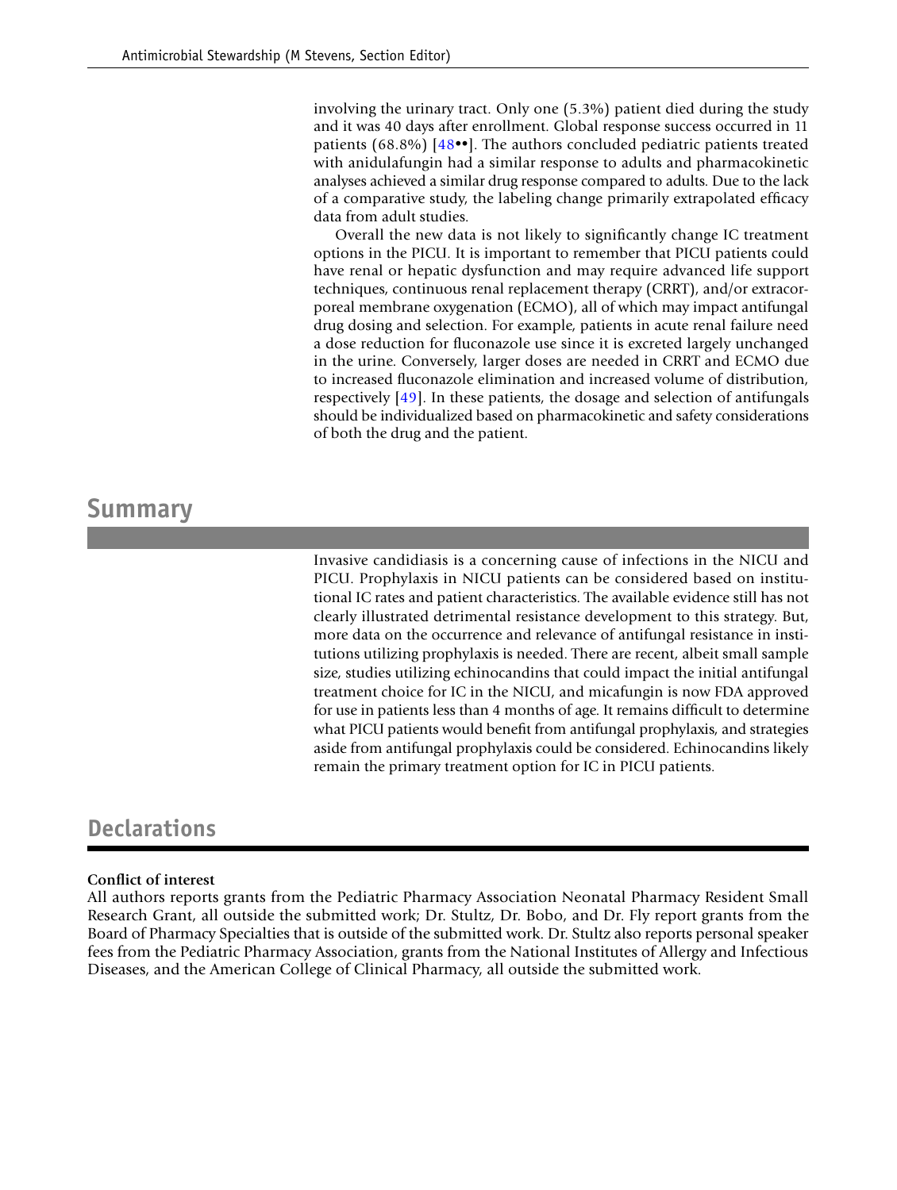involving the urinary tract. Only one (5.3%) patient died during the study and it was 40 days after enrollment. Global response success occurred in 11 patients (68.8%) [48••]. The authors concluded pediatric patients treated with anidulafungin had a similar response to adults and pharmacokinetic analyses achieved a similar drug response compared to adults. Due to the lack of a comparative study, the labeling change primarily extrapolated efficacy data from adult studies.

Overall the new data is not likely to significantly change IC treatment options in the PICU. It is important to remember that PICU patients could have renal or hepatic dysfunction and may require advanced life support techniques, continuous renal replacement therapy (CRRT), and/or extracorporeal membrane oxygenation (ECMO), all of which may impact antifungal drug dosing and selection. For example, patients in acute renal failure need a dose reduction for fluconazole use since it is excreted largely unchanged in the urine. Conversely, larger doses are needed in CRRT and ECMO due to increased fluconazole elimination and increased volume of distribution, respectively [49]. In these patients, the dosage and selection of antifungals should be individualized based on pharmacokinetic and safety considerations of both the drug and the patient.

## Summary

Invasive candidiasis is a concerning cause of infections in the NICU and PICU. Prophylaxis in NICU patients can be considered based on institutional IC rates and patient characteristics. The available evidence still has not clearly illustrated detrimental resistance development to this strategy. But, more data on the occurrence and relevance of antifungal resistance in institutions utilizing prophylaxis is needed. There are recent, albeit small sample size, studies utilizing echinocandins that could impact the initial antifungal treatment choice for IC in the NICU, and micafungin is now FDA approved for use in patients less than 4 months of age. It remains difficult to determine what PICU patients would benefit from antifungal prophylaxis, and strategies aside from antifungal prophylaxis could be considered. Echinocandins likely remain the primary treatment option for IC in PICU patients.

## Declarations

**Conflict of interest**

All authors reports grants from the Pediatric Pharmacy Association Neonatal Pharmacy Resident Small Research Grant, all outside the submitted work; Dr. Stultz, Dr. Bobo, and Dr. Fly report grants from the Board of Pharmacy Specialties that is outside of the submitted work. Dr. Stultz also reports personal speaker fees from the Pediatric Pharmacy Association, grants from the National Institutes of Allergy and Infectious Diseases, and the American College of Clinical Pharmacy, all outside the submitted work.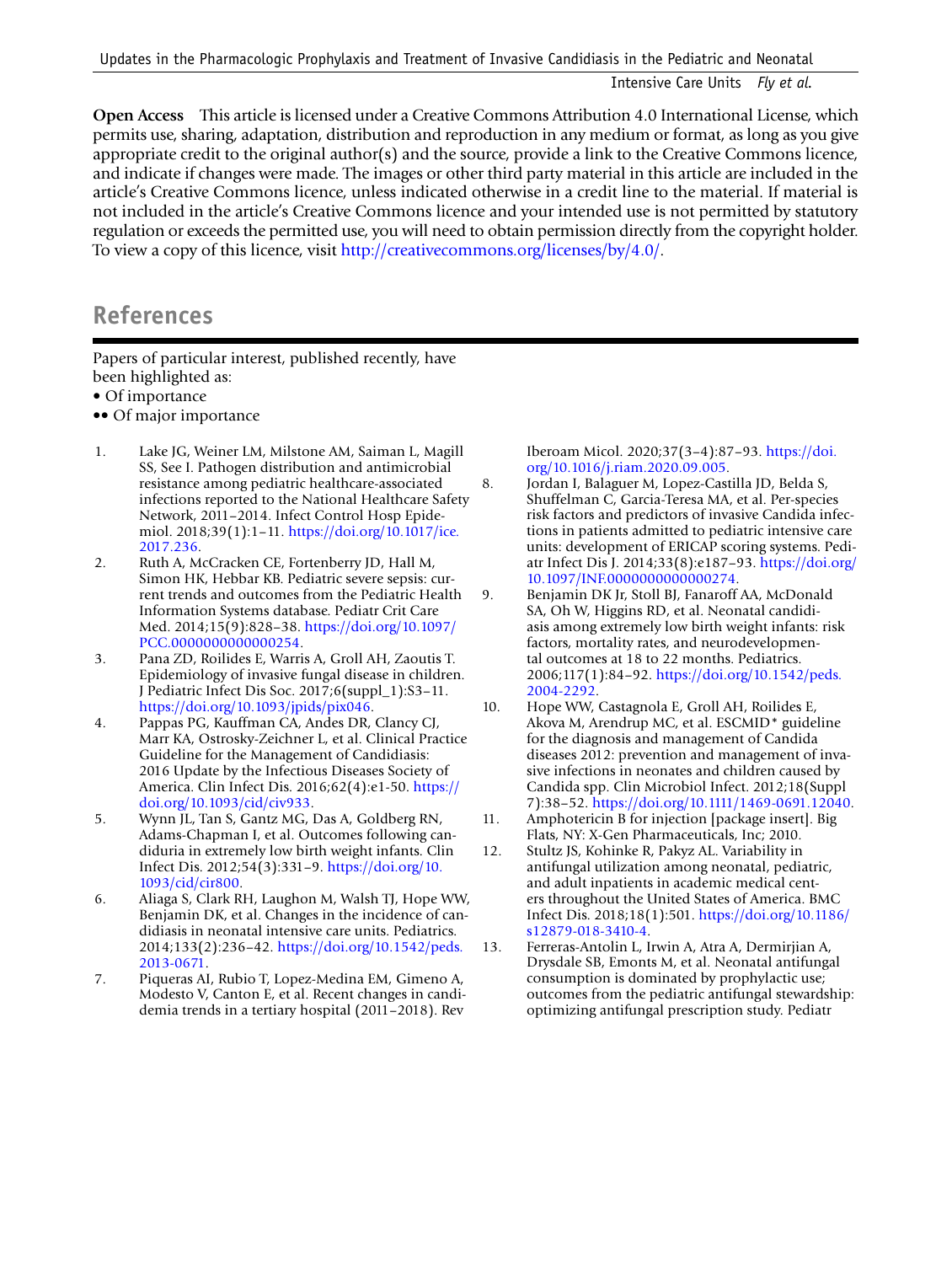**Open Access** This article is licensed under a Creative Commons Attribution 4.0 International License, which permits use, sharing, adaptation, distribution and reproduction in any medium or format, as long as you give appropriate credit to the original author(s) and the source, provide a link to the Creative Commons licence, and indicate if changes were made. The images or other third party material in this article are included in the article's Creative Commons licence, unless indicated otherwise in a credit line to the material. If material is not included in the article's Creative Commons licence and your intended use is not permitted by statutory regulation or exceeds the permitted use, you will need to obtain permission directly from the copyright holder. To view a copy of this licence, visit http://creativecommons.org/licenses/by/4.0/.

## References

Papers of particular interest, published recently, have been highlighted as:
• Of importance
•• Of major importance

1. Lake JG, Weiner LM, Milstone AM, Saiman L, Magill SS, See I. Pathogen distribution and antimicrobial resistance among pediatric healthcare-associated infections reported to the National Healthcare Safety Network, 2011–2014. Infect Control Hosp Epidemiol. 2018;39(1):1–11. https://doi.org/10.1017/ice.2017.236.
2. Ruth A, McCracken CE, Fortenberry JD, Hall M, Simon HK, Hebbar KB. Pediatric severe sepsis: current trends and outcomes from the Pediatric Health Information Systems database. Pediatr Crit Care Med. 2014;15(9):828–38. https://doi.org/10.1097/PCC.0000000000000254.
3. Pana ZD, Roilides E, Warris A, Groll AH, Zaoutis T. Epidemiology of invasive fungal disease in children. J Pediatric Infect Dis Soc. 2017;6(suppl_1):S3–11. https://doi.org/10.1093/jpids/pix046.
4. Pappas PG, Kauffman CA, Andes DR, Clancy CJ, Marr KA, Ostrosky-Zeichner L, et al. Clinical Practice Guideline for the Management of Candidiasis: 2016 Update by the Infectious Diseases Society of America. Clin Infect Dis. 2016;62(4):e1-50. https://doi.org/10.1093/cid/civ933.
5. Wynn JL, Tan S, Gantz MG, Das A, Goldberg RN, Adams-Chapman I, et al. Outcomes following candiduria in extremely low birth weight infants. Clin Infect Dis. 2012;54(3):331–9. https://doi.org/10.1093/cid/cir800.
6. Aliaga S, Clark RH, Laughon M, Walsh TJ, Hope WW, Benjamin DK, et al. Changes in the incidence of candidiasis in neonatal intensive care units. Pediatrics. 2014;133(2):236–42. https://doi.org/10.1542/peds.2013-0671.
7. Piqueras AI, Rubio T, Lopez-Medina EM, Gimeno A, Modesto V, Canton E, et al. Recent changes in candidemia trends in a tertiary hospital (2011–2018). Rev Iberoam Micol. 2020;37(3–4):87–93. https://doi.org/10.1016/j.riam.2020.09.005.
8. Jordan I, Balaguer M, Lopez-Castilla JD, Belda S, Shuffelman C, Garcia-Teresa MA, et al. Per-species risk factors and predictors of invasive Candida infections in patients admitted to pediatric intensive care units: development of ERICAP scoring systems. Pediatr Infect Dis J. 2014;33(8):e187–93. https://doi.org/10.1097/INF.0000000000000274.
9. Benjamin DK Jr, Stoll BJ, Fanaroff AA, McDonald SA, Oh W, Higgins RD, et al. Neonatal candidiasis among extremely low birth weight infants: risk factors, mortality rates, and neurodevelopmental outcomes at 18 to 22 months. Pediatrics. 2006;117(1):84–92. https://doi.org/10.1542/peds.2004-2292.
10. Hope WW, Castagnola E, Groll AH, Roilides E, Akova M, Arendrup MC, et al. ESCMID* guideline for the diagnosis and management of Candida diseases 2012: prevention and management of invasive infections in neonates and children caused by Candida spp. Clin Microbiol Infect. 2012;18(Suppl 7):38–52. https://doi.org/10.1111/1469-0691.12040.
11. Amphotericin B for injection [package insert]. Big Flats, NY: X-Gen Pharmaceuticals, Inc; 2010.
12. Stultz JS, Kohinke R, Pakyz AL. Variability in antifungal utilization among neonatal, pediatric, and adult inpatients in academic medical centers throughout the United States of America. BMC Infect Dis. 2018;18(1):501. https://doi.org/10.1186/s12879-018-3410-4.
13. Ferreras-Antolin L, Irwin A, Atra A, Dermirjian A, Drysdale SB, Emonts M, et al. Neonatal antifungal consumption is dominated by prophylactic use; outcomes from the pediatric antifungal stewardship: optimizing antifungal prescription study. Pediatr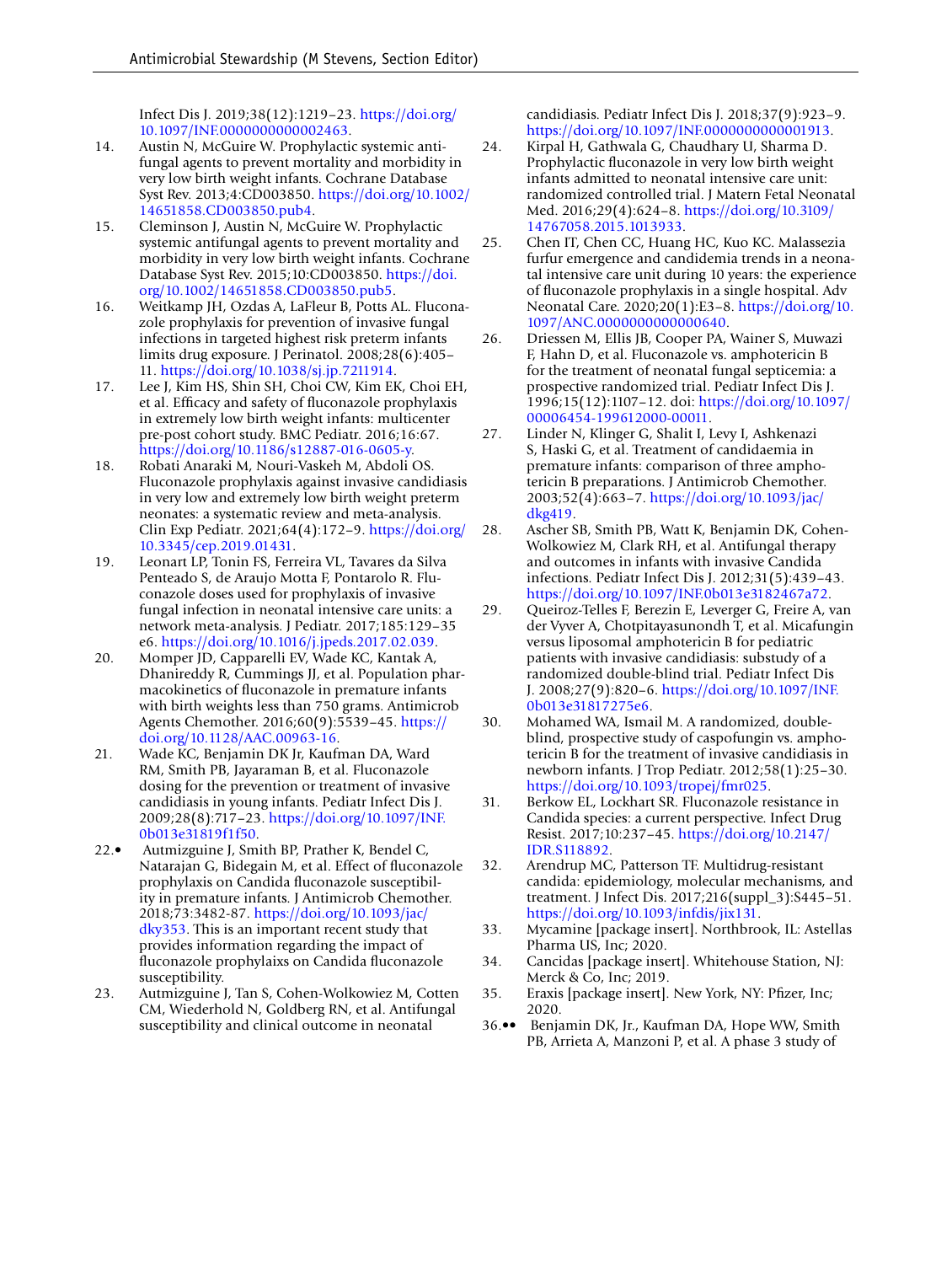Infect Dis J. 2019;38(12):1219–23. https://doi.org/10.1097/INF.0000000000002463.

14. Austin N, McGuire W. Prophylactic systemic antifungal agents to prevent mortality and morbidity in very low birth weight infants. Cochrane Database Syst Rev. 2013;4:CD003850. https://doi.org/10.1002/14651858.CD003850.pub4.
15. Cleminson J, Austin N, McGuire W. Prophylactic systemic antifungal agents to prevent mortality and morbidity in very low birth weight infants. Cochrane Database Syst Rev. 2015;10:CD003850. https://doi.org/10.1002/14651858.CD003850.pub5.
16. Weitkamp JH, Ozdas A, LaFleur B, Potts AL. Fluconazole prophylaxis for prevention of invasive fungal infections in targeted highest risk preterm infants limits drug exposure. J Perinatol. 2008;28(6):405–11. https://doi.org/10.1038/sj.jp.7211914.
17. Lee J, Kim HS, Shin SH, Choi CW, Kim EK, Choi EH, et al. Efficacy and safety of fluconazole prophylaxis in extremely low birth weight infants: multicenter pre-post cohort study. BMC Pediatr. 2016;16:67. https://doi.org/10.1186/s12887-016-0605-y.
18. Robati Anaraki M, Nouri-Vaskeh M, Abdoli OS. Fluconazole prophylaxis against invasive candidiasis in very low and extremely low birth weight preterm neonates: a systematic review and meta-analysis. Clin Exp Pediatr. 2021;64(4):172–9. https://doi.org/10.3345/cep.2019.01431.
19. Leonart LP, Tonin FS, Ferreira VL, Tavares da Silva Penteado S, de Araujo Motta F, Pontarolo R. Fluconazole doses used for prophylaxis of invasive fungal infection in neonatal intensive care units: a network meta-analysis. J Pediatr. 2017;185:129–35 e6. https://doi.org/10.1016/j.jpeds.2017.02.039.
20. Momper JD, Capparelli EV, Wade KC, Kantak A, Dhanireddy R, Cummings JJ, et al. Population pharmacokinetics of fluconazole in premature infants with birth weights less than 750 grams. Antimicrob Agents Chemother. 2016;60(9):5539–45. https://doi.org/10.1128/AAC.00963-16.
21. Wade KC, Benjamin DK Jr, Kaufman DA, Ward RM, Smith PB, Jayaraman B, et al. Fluconazole dosing for the prevention or treatment of invasive candidiasis in young infants. Pediatr Infect Dis J. 2009;28(8):717–23. https://doi.org/10.1097/INF.0b013e31819f1f50.
22.• Autmizguine J, Smith BP, Prather K, Bendel C, Natarajan G, Bidegain M, et al. Effect of fluconazole prophylaxis on Candida fluconazole susceptibility in premature infants. J Antimicrob Chemother. 2018;73:3482-87. https://doi.org/10.1093/jac/dky353. This is an important recent study that provides information regarding the impact of fluconazole prophylaixs on Candida fluconazole susceptibility.
23. Autmizguine J, Tan S, Cohen-Wolkowiez M, Cotten CM, Wiederhold N, Goldberg RN, et al. Antifungal susceptibility and clinical outcome in neonatal candidiasis. Pediatr Infect Dis J. 2018;37(9):923–9. https://doi.org/10.1097/INF.0000000000001913.
24. Kirpal H, Gathwala G, Chaudhary U, Sharma D. Prophylactic fluconazole in very low birth weight infants admitted to neonatal intensive care unit: randomized controlled trial. J Matern Fetal Neonatal Med. 2016;29(4):624–8. https://doi.org/10.3109/14767058.2015.1013933.
25. Chen IT, Chen CC, Huang HC, Kuo KC. Malassezia furfur emergence and candidemia trends in a neonatal intensive care unit during 10 years: the experience of fluconazole prophylaxis in a single hospital. Adv Neonatal Care. 2020;20(1):E3–8. https://doi.org/10.1097/ANC.0000000000000640.
26. Driessen M, Ellis JB, Cooper PA, Wainer S, Muwazi F, Hahn D, et al. Fluconazole vs. amphotericin B for the treatment of neonatal fungal septicemia: a prospective randomized trial. Pediatr Infect Dis J. 1996;15(12):1107–12. doi: https://doi.org/10.1097/00006454-199612000-00011.
27. Linder N, Klinger G, Shalit I, Levy I, Ashkenazi S, Haski G, et al. Treatment of candidaemia in premature infants: comparison of three amphotericin B preparations. J Antimicrob Chemother. 2003;52(4):663–7. https://doi.org/10.1093/jac/dkg419.
28. Ascher SB, Smith PB, Watt K, Benjamin DK, Cohen-Wolkowiez M, Clark RH, et al. Antifungal therapy and outcomes in infants with invasive Candida infections. Pediatr Infect Dis J. 2012;31(5):439–43. https://doi.org/10.1097/INF.0b013e3182467a72.
29. Queiroz-Telles F, Berezin E, Leverger G, Freire A, van der Vyver A, Chotpitayasunondh T, et al. Micafungin versus liposomal amphotericin B for pediatric patients with invasive candidiasis: substudy of a randomized double-blind trial. Pediatr Infect Dis J. 2008;27(9):820–6. https://doi.org/10.1097/INF.0b013e31817275e6.
30. Mohamed WA, Ismail M. A randomized, double-blind, prospective study of caspofungin vs. amphotericin B for the treatment of invasive candidiasis in newborn infants. J Trop Pediatr. 2012;58(1):25–30. https://doi.org/10.1093/tropej/fmr025.
31. Berkow EL, Lockhart SR. Fluconazole resistance in Candida species: a current perspective. Infect Drug Resist. 2017;10:237–45. https://doi.org/10.2147/IDR.S118892.
32. Arendrup MC, Patterson TF. Multidrug-resistant candida: epidemiology, molecular mechanisms, and treatment. J Infect Dis. 2017;216(suppl_3):S445–51. https://doi.org/10.1093/infdis/jix131.
33. Mycamine [package insert]. Northbrook, IL: Astellas Pharma US, Inc; 2020.
34. Cancidas [package insert]. Whitehouse Station, NJ: Merck & Co, Inc; 2019.
35. Eraxis [package insert]. New York, NY: Pfizer, Inc; 2020.
36.•• Benjamin DK, Jr., Kaufman DA, Hope WW, Smith PB, Arrieta A, Manzoni P, et al. A phase 3 study of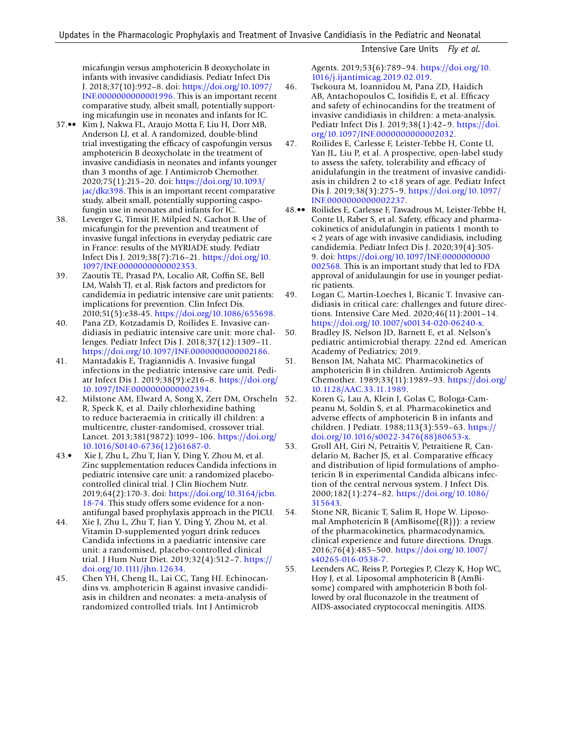micafungin versus amphotericin B deoxycholate in infants with invasive candidiasis. Pediatr Infect Dis J. 2018;37(10):992–8. doi: https://doi.org/10.1097/INF.0000000000001996. This is an important recent comparative study, albeit small, potentially supporting micafungin use in neonates and infants for IC.

37.•• Kim J, Nakwa FL, Araujo Motta F, Liu H, Dorr MB, Anderson LJ, et al. A randomized, double-blind trial investigating the efficacy of caspofungin versus amphotericin B deoxycholate in the treatment of invasive candidiasis in neonates and infants younger than 3 months of age. J Antimicrob Chemother. 2020;75(1):215–20. doi: https://doi.org/10.1093/jac/dkz398. This is an important recent comparative study, albeit small, potentially supporting caspofungin use in neonates and infants for IC.

38. Leverger G, Timsit JF, Milpied N, Gachot B. Use of micafungin for the prevention and treatment of invasive fungal infections in everyday pediatric care in France: results of the MYRIADE study. Pediatr Infect Dis J. 2019;38(7):716–21. https://doi.org/10.1097/INF.0000000000002353.

39. Zaoutis TE, Prasad PA, Localio AR, Coffin SE, Bell LM, Walsh TJ, et al. Risk factors and predictors for candidemia in pediatric intensive care unit patients: implications for prevention. Clin Infect Dis. 2010;51(5):e38-45. https://doi.org/10.1086/655698.

40. Pana ZD, Kotzadamis D, Roilides E. Invasive candidiasis in pediatric intensive care unit: more challenges. Pediatr Infect Dis J. 2018;37(12):1309–11. https://doi.org/10.1097/INF.0000000000002186.

41. Mantadakis E, Tragiannidis A. Invasive fungal infections in the pediatric intensive care unit. Pediatr Infect Dis J. 2019;38(9):e216–8. https://doi.org/10.1097/INF.0000000000002394.

42. Milstone AM, Elward A, Song X, Zerr DM, Orscheln R, Speck K, et al. Daily chlorhexidine bathing to reduce bacteraemia in critically ill children: a multicentre, cluster-randomised, crossover trial. Lancet. 2013;381(9872):1099–106. https://doi.org/10.1016/S0140-6736(12)61687-0.

43.• Xie J, Zhu L, Zhu T, Jian Y, Ding Y, Zhou M, et al. Zinc supplementation reduces Candida infections in pediatric intensive care unit: a randomized placebo-controlled clinical trial. J Clin Biochem Nutr. 2019;64(2):170-3. doi: https://doi.org/10.3164/jcbn.18-74. This study offers some evidence for a non-antifungal based prophylaxis approach in the PICU.

44. Xie J, Zhu L, Zhu T, Jian Y, Ding Y, Zhou M, et al. Vitamin D-supplemented yogurt drink reduces Candida infections in a paediatric intensive care unit: a randomised, placebo-controlled clinical trial. J Hum Nutr Diet. 2019;32(4):512–7. https://doi.org/10.1111/jhn.12634.

45. Chen YH, Cheng IL, Lai CC, Tang HJ. Echinocandins vs. amphotericin B against invasive candidiasis in children and neonates: a meta-analysis of randomized controlled trials. Int J Antimicrob Agents. 2019;53(6):789–94. https://doi.org/10.1016/j.ijantimicag.2019.02.019.

46. Tsekoura M, Ioannidou M, Pana ZD, Haidich AB, Antachopoulos C, Iosifidis E, et al. Efficacy and safety of echinocandins for the treatment of invasive candidiasis in children: a meta-analysis. Pediatr Infect Dis J. 2019;38(1):42–9. https://doi.org/10.1097/INF.0000000000002032.

47. Roilides E, Carlesse F, Leister-Tebbe H, Conte U, Yan JL, Liu P, et al. A prospective, open-label study to assess the safety, tolerability and efficacy of anidulafungin in the treatment of invasive candidiasis in children 2 to <18 years of age. Pediatr Infect Dis J. 2019;38(3):275–9. https://doi.org/10.1097/INF.0000000000002237.

48.•• Roilides E, Carlesse F, Tawadrous M, Leister-Tebbe H, Conte U, Raber S, et al. Safety, efficacy and pharmacokinetics of anidulafungin in patients 1 month to < 2 years of age with invasive candidiasis, including candidemia. Pediatr Infect Dis J. 2020;39(4):305-9. doi: https://doi.org/10.1097/INF.0000000000002568. This is an important study that led to FDA approval of anidulaungin for use in younger pediatric patients.

49. Logan C, Martin-Loeches I, Bicanic T. Invasive candidiasis in critical care: challenges and future directions. Intensive Care Med. 2020;46(11):2001–14. https://doi.org/10.1007/s00134-020-06240-x.

50. Bradley JS, Nelson JD, Barnett E, et al. Nelson's pediatric antimicrobial therapy. 22nd ed. American Academy of Pediatrics; 2019.

51. Benson JM, Nahata MC. Pharmacokinetics of amphotericin B in children. Antimicrob Agents Chemother. 1989;33(11):1989–93. https://doi.org/10.1128/AAC.33.11.1989.

52. Koren G, Lau A, Klein J, Golas C, Bologa-Campeanu M, Soldin S, et al. Pharmacokinetics and adverse effects of amphotericin B in infants and children. J Pediatr. 1988;113(3):559–63. https://doi.org/10.1016/s0022-3476(88)80653-x.

53. Groll AH, Giri N, Petraitis V, Petraitiene R, Candelario M, Bacher JS, et al. Comparative efficacy and distribution of lipid formulations of amphotericin B in experimental Candida albicans infection of the central nervous system. J Infect Dis. 2000;182(1):274–82. https://doi.org/10.1086/315643.

54. Stone NR, Bicanic T, Salim R, Hope W. Liposomal Amphotericin B (AmBisome((R))): a review of the pharmacokinetics, pharmacodynamics, clinical experience and future directions. Drugs. 2016;76(4):485–500. https://doi.org/10.1007/s40265-016-0538-7.

55. Leenders AC, Reiss P, Portegies P, Clezy K, Hop WC, Hoy J, et al. Liposomal amphotericin B (AmBisome) compared with amphotericin B both followed by oral fluconazole in the treatment of AIDS-associated cryptococcal meningitis. AIDS.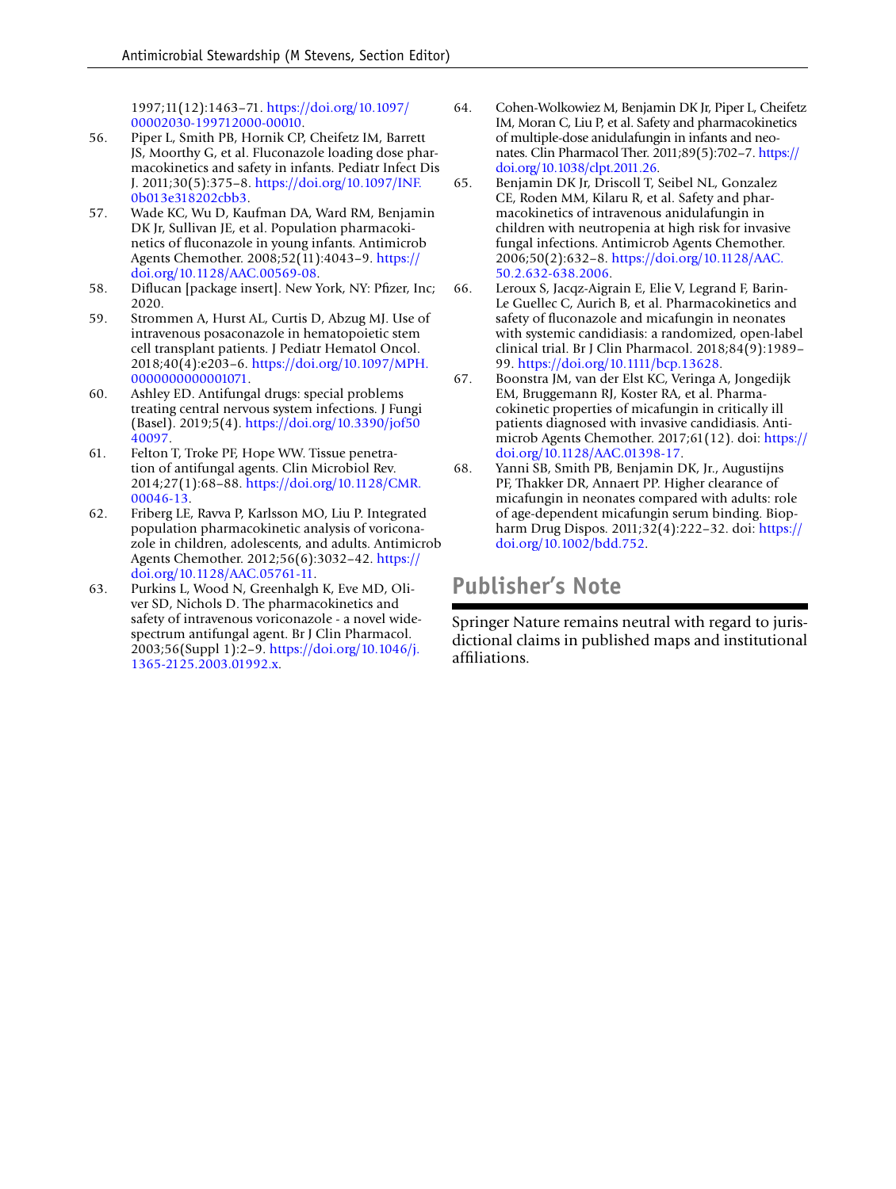1997;11(12):1463–71. https://doi.org/10.1097/00002030-199712000-00010.

56. Piper L, Smith PB, Hornik CP, Cheifetz IM, Barrett JS, Moorthy G, et al. Fluconazole loading dose pharmacokinetics and safety in infants. Pediatr Infect Dis J. 2011;30(5):375–8. https://doi.org/10.1097/INF.0b013e318202cbb3.
57. Wade KC, Wu D, Kaufman DA, Ward RM, Benjamin DK Jr, Sullivan JE, et al. Population pharmacokinetics of fluconazole in young infants. Antimicrob Agents Chemother. 2008;52(11):4043–9. https://doi.org/10.1128/AAC.00569-08.
58. Diflucan [package insert]. New York, NY: Pfizer, Inc; 2020.
59. Strommen A, Hurst AL, Curtis D, Abzug MJ. Use of intravenous posaconazole in hematopoietic stem cell transplant patients. J Pediatr Hematol Oncol. 2018;40(4):e203–6. https://doi.org/10.1097/MPH.0000000000001071.
60. Ashley ED. Antifungal drugs: special problems treating central nervous system infections. J Fungi (Basel). 2019;5(4). https://doi.org/10.3390/jof5040097.
61. Felton T, Troke PF, Hope WW. Tissue penetration of antifungal agents. Clin Microbiol Rev. 2014;27(1):68–88. https://doi.org/10.1128/CMR.00046-13.
62. Friberg LE, Ravva P, Karlsson MO, Liu P. Integrated population pharmacokinetic analysis of voriconazole in children, adolescents, and adults. Antimicrob Agents Chemother. 2012;56(6):3032–42. https://doi.org/10.1128/AAC.05761-11.
63. Purkins L, Wood N, Greenhalgh K, Eve MD, Oliver SD, Nichols D. The pharmacokinetics and safety of intravenous voriconazole - a novel wide-spectrum antifungal agent. Br J Clin Pharmacol. 2003;56(Suppl 1):2–9. https://doi.org/10.1046/j.1365-2125.2003.01992.x.
64. Cohen-Wolkowiez M, Benjamin DK Jr, Piper L, Cheifetz IM, Moran C, Liu P, et al. Safety and pharmacokinetics of multiple-dose anidulafungin in infants and neonates. Clin Pharmacol Ther. 2011;89(5):702–7. https://doi.org/10.1038/clpt.2011.26.
65. Benjamin DK Jr, Driscoll T, Seibel NL, Gonzalez CE, Roden MM, Kilaru R, et al. Safety and pharmacokinetics of intravenous anidulafungin in children with neutropenia at high risk for invasive fungal infections. Antimicrob Agents Chemother. 2006;50(2):632–8. https://doi.org/10.1128/AAC.50.2.632-638.2006.
66. Leroux S, Jacqz-Aigrain E, Elie V, Legrand F, Barin-Le Guellec C, Aurich B, et al. Pharmacokinetics and safety of fluconazole and micafungin in neonates with systemic candidiasis: a randomized, open-label clinical trial. Br J Clin Pharmacol. 2018;84(9):1989–99. https://doi.org/10.1111/bcp.13628.
67. Boonstra JM, van der Elst KC, Veringa A, Jongedijk EM, Bruggemann RJ, Koster RA, et al. Pharmacokinetic properties of micafungin in critically ill patients diagnosed with invasive candidiasis. Antimicrob Agents Chemother. 2017;61(12). doi: https://doi.org/10.1128/AAC.01398-17.
68. Yanni SB, Smith PB, Benjamin DK, Jr., Augustijns PF, Thakker DR, Annaert PP. Higher clearance of micafungin in neonates compared with adults: role of age-dependent micafungin serum binding. Biopharm Drug Dispos. 2011;32(4):222–32. doi: https://doi.org/10.1002/bdd.752.

## Publisher's Note

Springer Nature remains neutral with regard to jurisdictional claims in published maps and institutional affiliations.